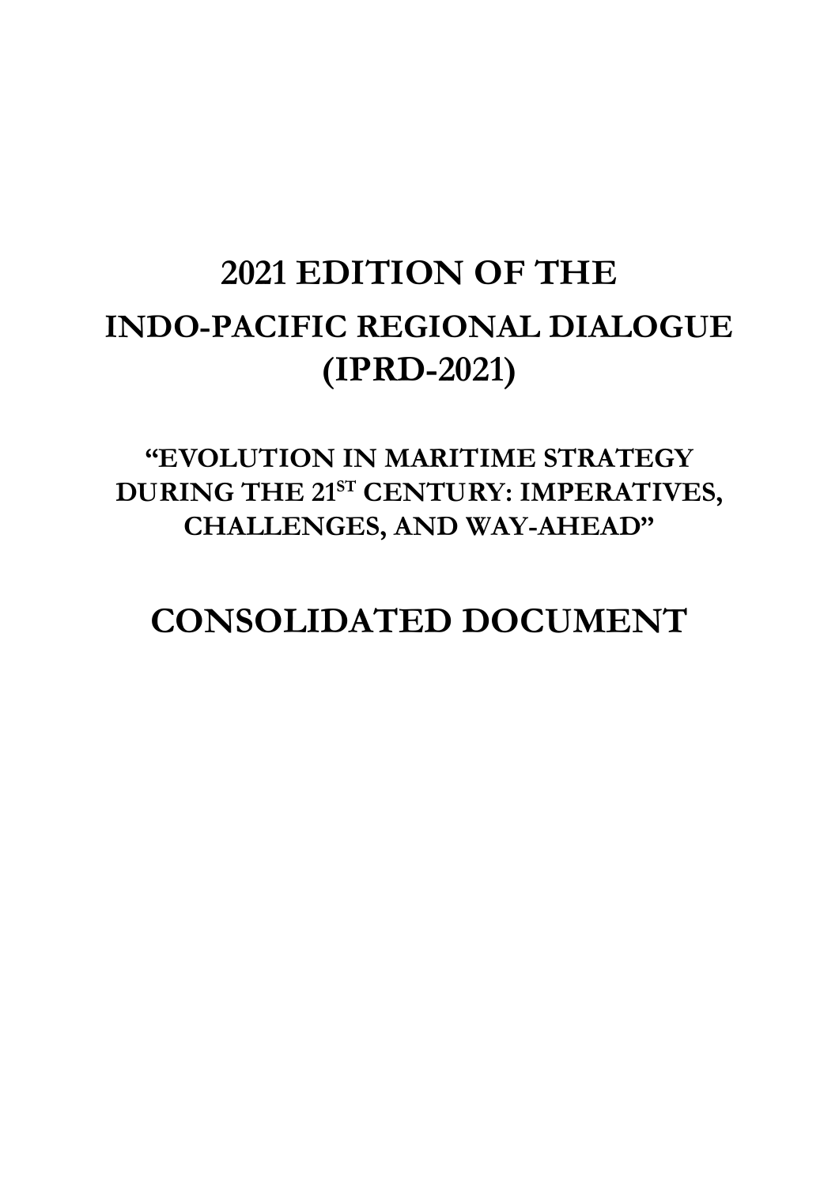# 2021 EDITION OF THE INDO-PACIFIC REGIONAL DIALOGUE (IPRD-2021)

## "EVOLUTION IN MARITIME STRATEGY DURING THE 21$^{ST}$ CENTURY: IMPERATIVES, CHALLENGES, AND WAY-AHEAD"

# CONSOLIDATED DOCUMENT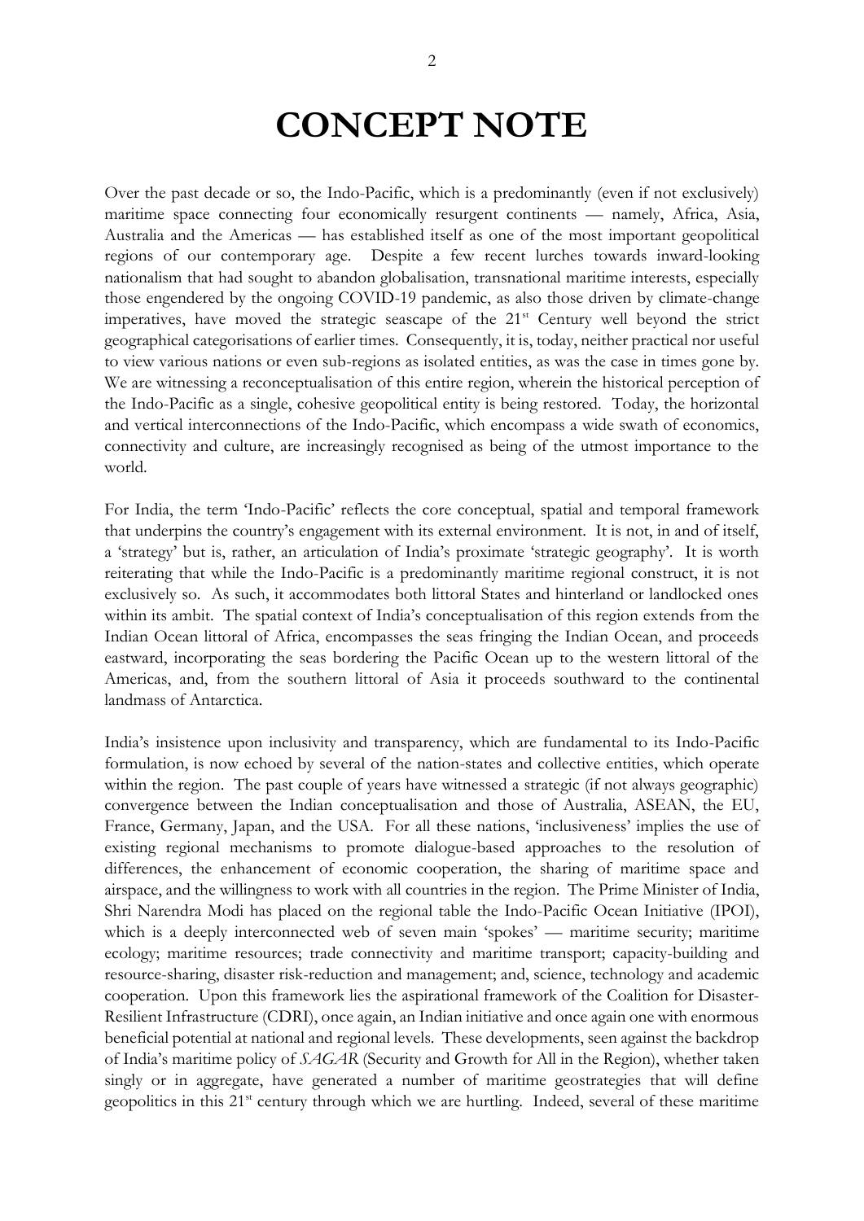# CONCEPT NOTE

Over the past decade or so, the Indo-Pacific, which is a predominantly (even if not exclusively) maritime space connecting four economically resurgent continents — namely, Africa, Asia, Australia and the Americas — has established itself as one of the most important geopolitical regions of our contemporary age. Despite a few recent lurches towards inward-looking nationalism that had sought to abandon globalisation, transnational maritime interests, especially those engendered by the ongoing COVID-19 pandemic, as also those driven by climate-change imperatives, have moved the strategic seascape of the 21st Century well beyond the strict geographical categorisations of earlier times. Consequently, it is, today, neither practical nor useful to view various nations or even sub-regions as isolated entities, as was the case in times gone by. We are witnessing a reconceptualisation of this entire region, wherein the historical perception of the Indo-Pacific as a single, cohesive geopolitical entity is being restored. Today, the horizontal and vertical interconnections of the Indo-Pacific, which encompass a wide swath of economics, connectivity and culture, are increasingly recognised as being of the utmost importance to the world.

For India, the term 'Indo-Pacific' reflects the core conceptual, spatial and temporal framework that underpins the country's engagement with its external environment. It is not, in and of itself, a 'strategy' but is, rather, an articulation of India's proximate 'strategic geography'. It is worth reiterating that while the Indo-Pacific is a predominantly maritime regional construct, it is not exclusively so. As such, it accommodates both littoral States and hinterland or landlocked ones within its ambit. The spatial context of India's conceptualisation of this region extends from the Indian Ocean littoral of Africa, encompasses the seas fringing the Indian Ocean, and proceeds eastward, incorporating the seas bordering the Pacific Ocean up to the western littoral of the Americas, and, from the southern littoral of Asia it proceeds southward to the continental landmass of Antarctica.

India's insistence upon inclusivity and transparency, which are fundamental to its Indo-Pacific formulation, is now echoed by several of the nation-states and collective entities, which operate within the region. The past couple of years have witnessed a strategic (if not always geographic) convergence between the Indian conceptualisation and those of Australia, ASEAN, the EU, France, Germany, Japan, and the USA. For all these nations, 'inclusiveness' implies the use of existing regional mechanisms to promote dialogue-based approaches to the resolution of differences, the enhancement of economic cooperation, the sharing of maritime space and airspace, and the willingness to work with all countries in the region. The Prime Minister of India, Shri Narendra Modi has placed on the regional table the Indo-Pacific Ocean Initiative (IPOI), which is a deeply interconnected web of seven main 'spokes' — maritime security; maritime ecology; maritime resources; trade connectivity and maritime transport; capacity-building and resource-sharing, disaster risk-reduction and management; and, science, technology and academic cooperation. Upon this framework lies the aspirational framework of the Coalition for Disaster-Resilient Infrastructure (CDRI), once again, an Indian initiative and once again one with enormous beneficial potential at national and regional levels. These developments, seen against the backdrop of India's maritime policy of *SAGAR* (Security and Growth for All in the Region), whether taken singly or in aggregate, have generated a number of maritime geostrategies that will define geopolitics in this 21st century through which we are hurtling. Indeed, several of these maritime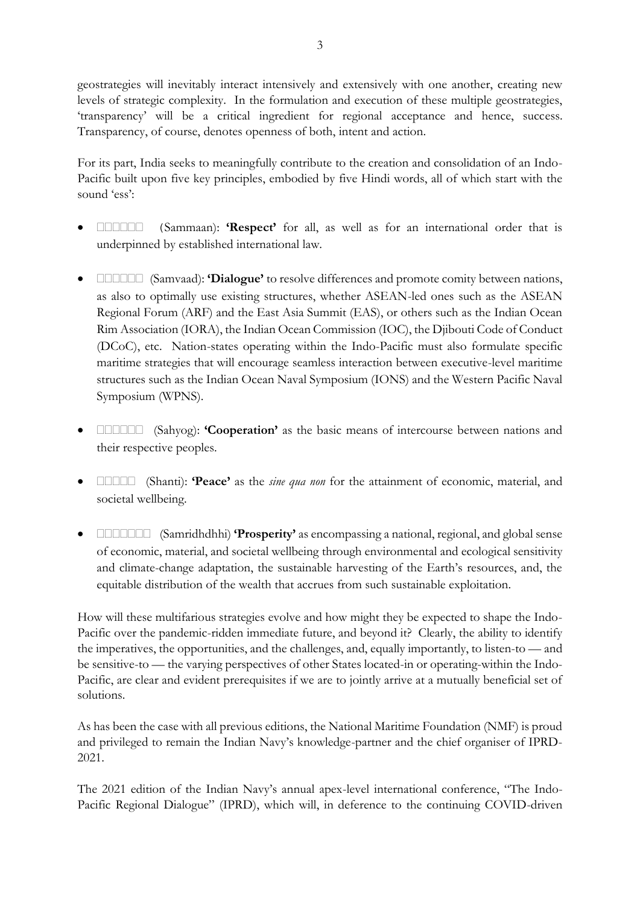geostrategies will inevitably interact intensively and extensively with one another, creating new levels of strategic complexity. In the formulation and execution of these multiple geostrategies, 'transparency' will be a critical ingredient for regional acceptance and hence, success. Transparency, of course, denotes openness of both, intent and action.

For its part, India seeks to meaningfully contribute to the creation and consolidation of an Indo-Pacific built upon five key principles, embodied by five Hindi words, all of which start with the sound 'ess':

- □□□□□□ (Sammaan): **'Respect'** for all, as well as for an international order that is underpinned by established international law.

- □□□□□□ (Samvaad): **'Dialogue'** to resolve differences and promote comity between nations, as also to optimally use existing structures, whether ASEAN-led ones such as the ASEAN Regional Forum (ARF) and the East Asia Summit (EAS), or others such as the Indian Ocean Rim Association (IORA), the Indian Ocean Commission (IOC), the Djibouti Code of Conduct (DCoC), etc. Nation-states operating within the Indo-Pacific must also formulate specific maritime strategies that will encourage seamless interaction between executive-level maritime structures such as the Indian Ocean Naval Symposium (IONS) and the Western Pacific Naval Symposium (WPNS).

- □□□□□□ (Sahyog): **'Cooperation'** as the basic means of intercourse between nations and their respective peoples.

- □□□□□ (Shanti): **'Peace'** as the *sine qua non* for the attainment of economic, material, and societal wellbeing.

- □□□□□□□ (Samridhdhhi) **'Prosperity'** as encompassing a national, regional, and global sense of economic, material, and societal wellbeing through environmental and ecological sensitivity and climate-change adaptation, the sustainable harvesting of the Earth's resources, and, the equitable distribution of the wealth that accrues from such sustainable exploitation.

How will these multifarious strategies evolve and how might they be expected to shape the Indo-Pacific over the pandemic-ridden immediate future, and beyond it? Clearly, the ability to identify the imperatives, the opportunities, and the challenges, and, equally importantly, to listen-to — and be sensitive-to — the varying perspectives of other States located-in or operating-within the Indo-Pacific, are clear and evident prerequisites if we are to jointly arrive at a mutually beneficial set of solutions.

As has been the case with all previous editions, the National Maritime Foundation (NMF) is proud and privileged to remain the Indian Navy's knowledge-partner and the chief organiser of IPRD-2021.

The 2021 edition of the Indian Navy's annual apex-level international conference, "The Indo-Pacific Regional Dialogue" (IPRD), which will, in deference to the continuing COVID-driven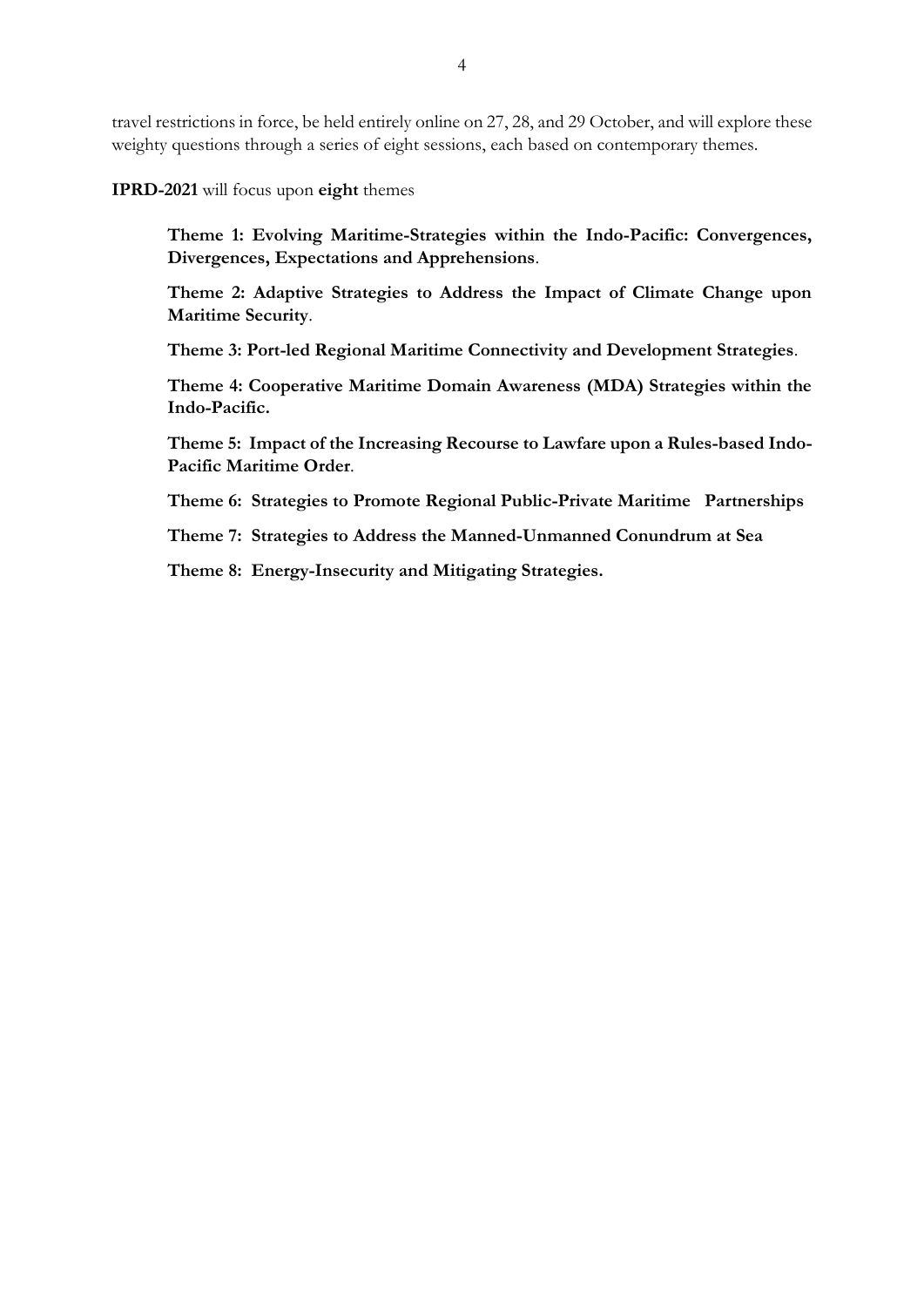travel restrictions in force, be held entirely online on 27, 28, and 29 October, and will explore these weighty questions through a series of eight sessions, each based on contemporary themes.

**IPRD-2021** will focus upon **eight** themes

> **Theme 1: Evolving Maritime-Strategies within the Indo-Pacific: Convergences, Divergences, Expectations and Apprehensions**.
>
> **Theme 2: Adaptive Strategies to Address the Impact of Climate Change upon Maritime Security**.
>
> **Theme 3: Port-led Regional Maritime Connectivity and Development Strategies**.
>
> **Theme 4: Cooperative Maritime Domain Awareness (MDA) Strategies within the Indo-Pacific.**
>
> **Theme 5: Impact of the Increasing Recourse to Lawfare upon a Rules-based Indo-Pacific Maritime Order**.
>
> **Theme 6: Strategies to Promote Regional Public-Private Maritime Partnerships**
>
> **Theme 7: Strategies to Address the Manned-Unmanned Conundrum at Sea**
>
> **Theme 8: Energy-Insecurity and Mitigating Strategies.**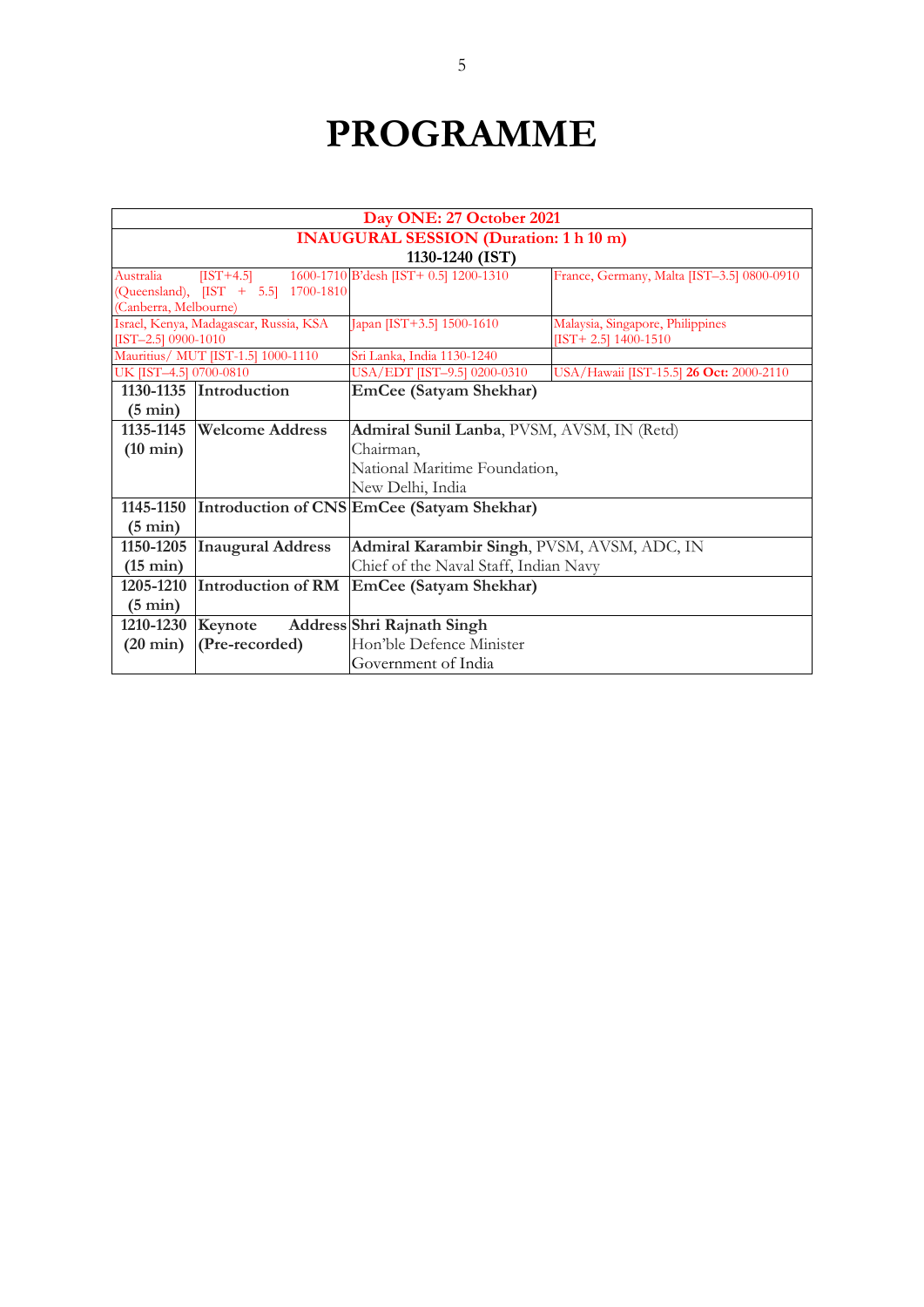# PROGRAMME

| Day ONE: 27 October 2021 | | | |
|---|---|---|---|
| **INAUGURAL SESSION (Duration: 1 h 10 m)** | | | |
| **1130-1240 (IST)** | | | |
| Australia [IST+4.5] 1600-1710 (Queensland), [IST + 5.5] 1700-1810 (Canberra, Melbourne) | | B'desh [IST+ 0.5] 1200-1310 | France, Germany, Malta [IST–3.5] 0800-0910 |
| Israel, Kenya, Madagascar, Russia, KSA [IST–2.5] 0900-1010 | | Japan [IST+3.5] 1500-1610 | Malaysia, Singapore, Philippines [IST+ 2.5] 1400-1510 |
| Mauritius/ MUT [IST-1.5] 1000-1110 | | Sri Lanka, India 1130-1240 | |
| UK [IST–4.5] 0700-0810 | | USA/EDT [IST–9.5] 0200-0310 | USA/Hawaii [IST-15.5] **26 Oct:** 2000-2110 |
| **1130-1135 (5 min)** | **Introduction** | **EmCee (Satyam Shekhar)** | |
| **1135-1145 (10 min)** | **Welcome Address** | **Admiral Sunil Lanba**, PVSM, AVSM, IN (Retd) Chairman, National Maritime Foundation, New Delhi, India | |
| **1145-1150 (5 min)** | **Introduction of CNS** | **EmCee (Satyam Shekhar)** | |
| **1150-1205 (15 min)** | **Inaugural Address** | **Admiral Karambir Singh**, PVSM, AVSM, ADC, IN Chief of the Naval Staff, Indian Navy | |
| **1205-1210 (5 min)** | **Introduction of RM** | **EmCee (Satyam Shekhar)** | |
| **1210-1230 (20 min)** | **Keynote Address (Pre-recorded)** | **Shri Rajnath Singh** Hon'ble Defence Minister Government of India | |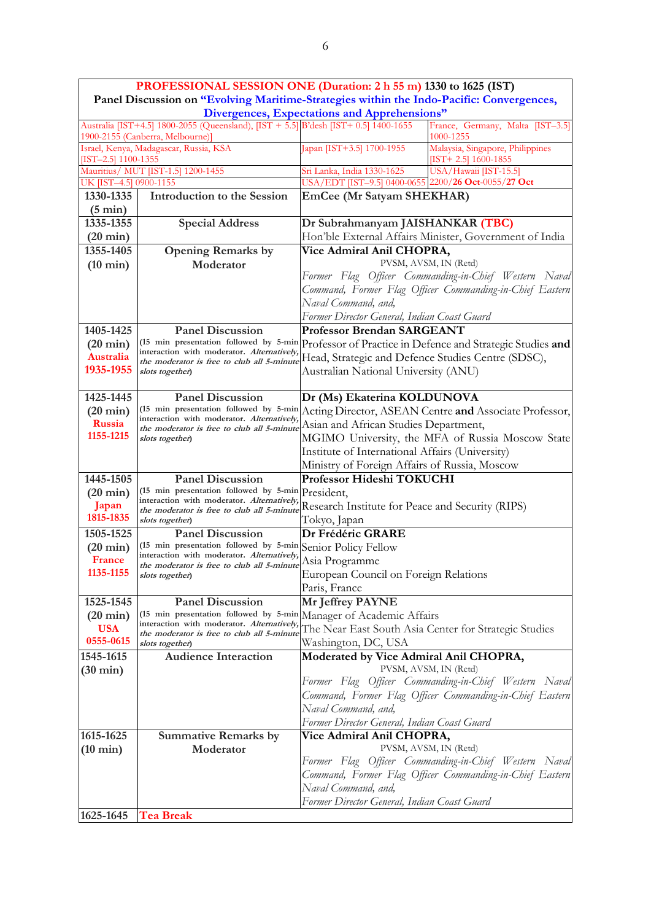**PROFESSIONAL SESSION ONE (Duration: 2 h 55 m) 1330 to 1625 (IST)**

**Panel Discussion on "Evolving Maritime-Strategies within the Indo-Pacific: Convergences, Divergences, Expectations and Apprehensions"**

| | | |
|---|---|---|
| Australia [IST+4.5] 1800-2055 (Queensland), [IST + 5.5] 1900-2155 (Canberra, Melbourne)] | B'desh [IST+ 0.5] 1400-1655 | France, Germany, Malta [IST–3.5] 1000-1255 |
| Israel, Kenya, Madagascar, Russia, KSA [IST–2.5] 1100-1355 | Japan [IST+3.5] 1700-1955 | Malaysia, Singapore, Philippines [IST+ 2.5] 1600-1855 |
| Mauritius/ MUT [IST-1.5] 1200-1455 | Sri Lanka, India 1330-1625 | USA/Hawaii [IST-15.5] |
| UK [IST–4.5] 0900-1155 | USA/EDT [IST–9.5] 0400-0655 | 2200/**26 Oct**-0055/**27 Oct** |

| Time | Item | Speaker |
|---|---|---|
| **1330-1335 (5 min)** | **Introduction to the Session** | **EmCee (Mr Satyam SHEKHAR)** |
| **1335-1355 (20 min)** | **Special Address** | **Dr Subrahmanyam JAISHANKAR (TBC)** Hon'ble External Affairs Minister, Government of India |
| **1355-1405 (10 min)** | **Opening Remarks by Moderator** | **Vice Admiral Anil CHOPRA,** PVSM, AVSM, IN (Retd) *Former Flag Officer Commanding-in-Chief Western Naval Command, Former Flag Officer Commanding-in-Chief Eastern Naval Command, and, Former Director General, Indian Coast Guard* |
| **1405-1425 (20 min)** Australia 1935-1955 | **Panel Discussion** (15 min presentation followed by 5-min interaction with moderator. *Alternatively, the moderator is free to club all 5-minute slots together*) | **Professor Brendan SARGEANT** Professor of Practice in Defence and Strategic Studies **and** Head, Strategic and Defence Studies Centre (SDSC), Australian National University (ANU) |
| **1425-1445 (20 min)** Russia 1155-1215 | **Panel Discussion** (15 min presentation followed by 5-min interaction with moderator. *Alternatively, the moderator is free to club all 5-minute slots together*) | **Dr (Ms) Ekaterina KOLDUNOVA** Acting Director, ASEAN Centre **and** Associate Professor, Asian and African Studies Department, MGIMO University, the MFA of Russia Moscow State Institute of International Affairs (University) Ministry of Foreign Affairs of Russia, Moscow |
| **1445-1505 (20 min)** Japan 1815-1835 | **Panel Discussion** (15 min presentation followed by 5-min interaction with moderator. *Alternatively, the moderator is free to club all 5-minute slots together*) | **Professor Hideshi TOKUCHI** President, Research Institute for Peace and Security (RIPS) Tokyo, Japan |
| **1505-1525 (20 min)** France 1135-1155 | **Panel Discussion** (15 min presentation followed by 5-min interaction with moderator. *Alternatively, the moderator is free to club all 5-minute slots together*) | **Dr Frédéric GRARE** Senior Policy Fellow Asia Programme European Council on Foreign Relations Paris, France |
| **1525-1545 (20 min)** USA 0555-0615 | **Panel Discussion** (15 min presentation followed by 5-min interaction with moderator. *Alternatively, the moderator is free to club all 5-minute slots together*) | **Mr Jeffrey PAYNE** Manager of Academic Affairs The Near East South Asia Center for Strategic Studies Washington, DC, USA |
| **1545-1615 (30 min)** | **Audience Interaction** | **Moderated by Vice Admiral Anil CHOPRA,** PVSM, AVSM, IN (Retd) *Former Flag Officer Commanding-in-Chief Western Naval Command, Former Flag Officer Commanding-in-Chief Eastern Naval Command, and, Former Director General, Indian Coast Guard* |
| **1615-1625 (10 min)** | **Summative Remarks by Moderator** | **Vice Admiral Anil CHOPRA,** PVSM, AVSM, IN (Retd) *Former Flag Officer Commanding-in-Chief Western Naval Command, Former Flag Officer Commanding-in-Chief Eastern Naval Command, and, Former Director General, Indian Coast Guard* |
| **1625-1645** | **Tea Break** | |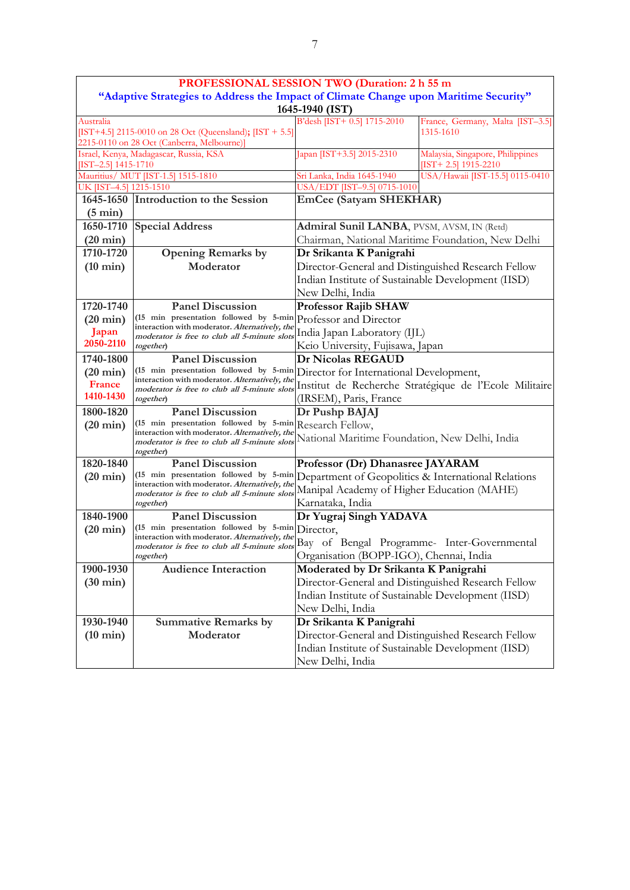| **PROFESSIONAL SESSION TWO (Duration: 2 h 55 m** | | |
|---|---|---|
| **"Adaptive Strategies to Address the Impact of Climate Change upon Maritime Security"** | | |
| **1645-1940 (IST)** | | |
| Australia [IST+4.5] 2115-0010 on 28 Oct (Queensland); [IST + 5.5] 2215-0110 on 28 Oct (Canberra, Melbourne)] | B'desh [IST+ 0.5] 1715-2010 | France, Germany, Malta [IST–3.5] 1315-1610 |
| Israel, Kenya, Madagascar, Russia, KSA [IST–2.5] 1415-1710 | Japan [IST+3.5] 2015-2310 | Malaysia, Singapore, Philippines [IST+ 2.5] 1915-2210 |
| Mauritius/ MUT [IST-1.5] 1515-1810 | Sri Lanka, India 1645-1940 | USA/Hawaii [IST-15.5] 0115-0410 |
| UK [IST–4.5] 1215-1510 | USA/EDT [IST–9.5] 0715-1010 | |

| Time | Item | Speaker |
|---|---|---|
| **1645-1650 (5 min)** | **Introduction to the Session** | **EmCee (Satyam SHEKHAR)** |
| **1650-1710 (20 min)** | **Special Address** | **Admiral Sunil LANBA**, PVSM, AVSM, IN (Retd) Chairman, National Maritime Foundation, New Delhi |
| **1710-1720 (10 min)** | **Opening Remarks by Moderator** | **Dr Srikanta K Panigrahi** Director-General and Distinguished Research Fellow Indian Institute of Sustainable Development (IISD) New Delhi, India |
| **1720-1740 (20 min)** Japan 2050-2110 | **Panel Discussion** (15 min presentation followed by 5-min interaction with moderator. *Alternatively, the moderator is free to club all 5-minute slots together*) | **Professor Rajib SHAW** Professor and Director India Japan Laboratory (IJL) Keio University, Fujisawa, Japan |
| **1740-1800 (20 min)** France 1410-1430 | **Panel Discussion** (15 min presentation followed by 5-min interaction with moderator. *Alternatively, the moderator is free to club all 5-minute slots together*) | **Dr Nicolas REGAUD** Director for International Development, Institut de Recherche Stratégique de l'Ecole Militaire (IRSEM), Paris, France |
| **1800-1820 (20 min)** | **Panel Discussion** (15 min presentation followed by 5-min interaction with moderator. *Alternatively, the moderator is free to club all 5-minute slots together*) | **Dr Pushp BAJAJ** Research Fellow, National Maritime Foundation, New Delhi, India |
| **1820-1840 (20 min)** | **Panel Discussion** (15 min presentation followed by 5-min interaction with moderator. *Alternatively, the moderator is free to club all 5-minute slots together*) | **Professor (Dr) Dhanasree JAYARAM** Department of Geopolitics & International Relations Manipal Academy of Higher Education (MAHE) Karnataka, India |
| **1840-1900 (20 min)** | **Panel Discussion** (15 min presentation followed by 5-min interaction with moderator. *Alternatively, the moderator is free to club all 5-minute slots together*) | **Dr Yugraj Singh YADAVA** Director, Bay of Bengal Programme- Inter-Governmental Organisation (BOPP-IGO), Chennai, India |
| **1900-1930 (30 min)** | **Audience Interaction** | **Moderated by Dr Srikanta K Panigrahi** Director-General and Distinguished Research Fellow Indian Institute of Sustainable Development (IISD) New Delhi, India |
| **1930-1940 (10 min)** | **Summative Remarks by Moderator** | **Dr Srikanta K Panigrahi** Director-General and Distinguished Research Fellow Indian Institute of Sustainable Development (IISD) New Delhi, India |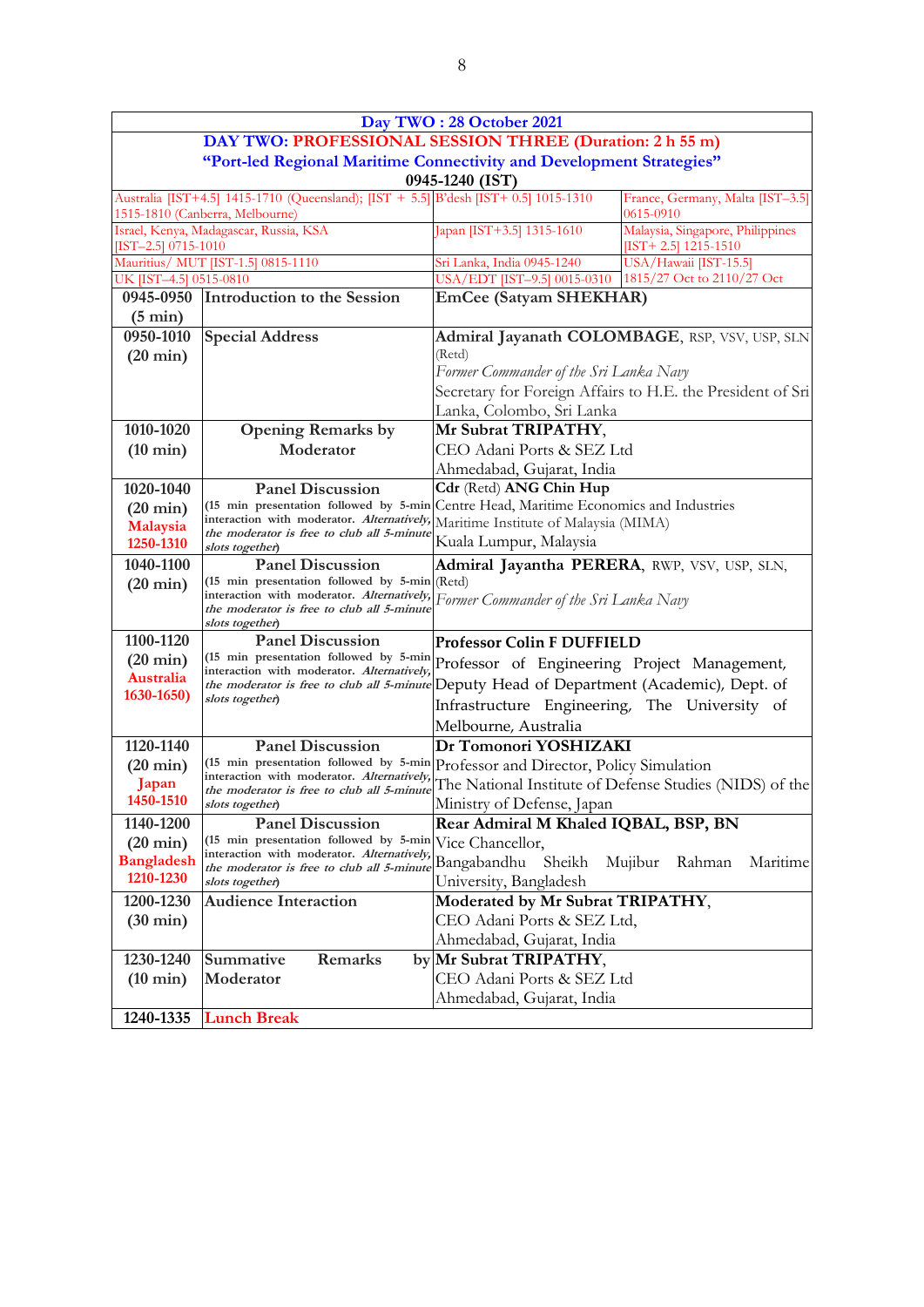**Day TWO : 28 October 2021**

**DAY TWO: PROFESSIONAL SESSION THREE (Duration: 2 h 55 m)**

**"Port-led Regional Maritime Connectivity and Development Strategies"**

**0945-1240 (IST)**

| | | |
|---|---|---|
| Australia [IST+4.5] 1415-1710 (Queensland); [IST + 5.5] 1515-1810 (Canberra, Melbourne) | B'desh [IST+ 0.5] 1015-1310 | France, Germany, Malta [IST–3.5] 0615-0910 |
| Israel, Kenya, Madagascar, Russia, KSA [IST–2.5] 0715-1010 | Japan [IST+3.5] 1315-1610 | Malaysia, Singapore, Philippines [IST+ 2.5] 1215-1510 |
| Mauritius/ MUT [IST-1.5] 0815-1110 | Sri Lanka, India 0945-1240 | USA/Hawaii [IST-15.5] |
| UK [IST–4.5] 0515-0810 | USA/EDT [IST–9.5] 0015-0310 | 1815/27 Oct to 2110/27 Oct |

| Time | Item | Speaker |
|---|---|---|
| **0945-0950 (5 min)** | **Introduction to the Session** | **EmCee (Satyam SHEKHAR)** |
| **0950-1010 (20 min)** | **Special Address** | **Admiral Jayanath COLOMBAGE**, RSP, VSV, USP, SLN (Retd)<br>*Former Commander of the Sri Lanka Navy*<br>Secretary for Foreign Affairs to H.E. the President of Sri Lanka, Colombo, Sri Lanka |
| **1010-1020 (10 min)** | **Opening Remarks by Moderator** | **Mr Subrat TRIPATHY**,<br>CEO Adani Ports & SEZ Ltd<br>Ahmedabad, Gujarat, India |
| **1020-1040 (20 min)**<br>**Malaysia 1250-1310** | **Panel Discussion**<br>(15 min presentation followed by 5-min interaction with moderator. *Alternatively, the moderator is free to club all 5-minute slots together*) | **Cdr** (Retd) **ANG Chin Hup**<br>Centre Head, Maritime Economics and Industries<br>Maritime Institute of Malaysia (MIMA)<br>Kuala Lumpur, Malaysia |
| **1040-1100 (20 min)** | **Panel Discussion**<br>(15 min presentation followed by 5-min interaction with moderator. *Alternatively, the moderator is free to club all 5-minute slots together*) | **Admiral Jayantha PERERA**, RWP, VSV, USP, SLN, (Retd)<br>*Former Commander of the Sri Lanka Navy* |
| **1100-1120 (20 min)**<br>**Australia 1630-1650)** | **Panel Discussion**<br>(15 min presentation followed by 5-min interaction with moderator. *Alternatively, the moderator is free to club all 5-minute slots together*) | **Professor Colin F DUFFIELD**<br>Professor of Engineering Project Management, Deputy Head of Department (Academic), Dept. of Infrastructure Engineering, The University of Melbourne, Australia |
| **1120-1140 (20 min)**<br>**Japan 1450-1510** | **Panel Discussion**<br>(15 min presentation followed by 5-min interaction with moderator. *Alternatively, the moderator is free to club all 5-minute slots together*) | **Dr Tomonori YOSHIZAKI**<br>Professor and Director, Policy Simulation<br>The National Institute of Defense Studies (NIDS) of the Ministry of Defense, Japan |
| **1140-1200 (20 min)**<br>**Bangladesh 1210-1230** | **Panel Discussion**<br>(15 min presentation followed by 5-min interaction with moderator. *Alternatively, the moderator is free to club all 5-minute slots together*) | **Rear Admiral M Khaled IQBAL, BSP, BN**<br>Vice Chancellor,<br>Bangabandhu Sheikh Mujibur Rahman Maritime University, Bangladesh |
| **1200-1230 (30 min)** | **Audience Interaction** | **Moderated by Mr Subrat TRIPATHY**,<br>CEO Adani Ports & SEZ Ltd,<br>Ahmedabad, Gujarat, India |
| **1230-1240 (10 min)** | **Summative Remarks by Moderator** | **Mr Subrat TRIPATHY**,<br>CEO Adani Ports & SEZ Ltd<br>Ahmedabad, Gujarat, India |
| **1240-1335** | **Lunch Break** | |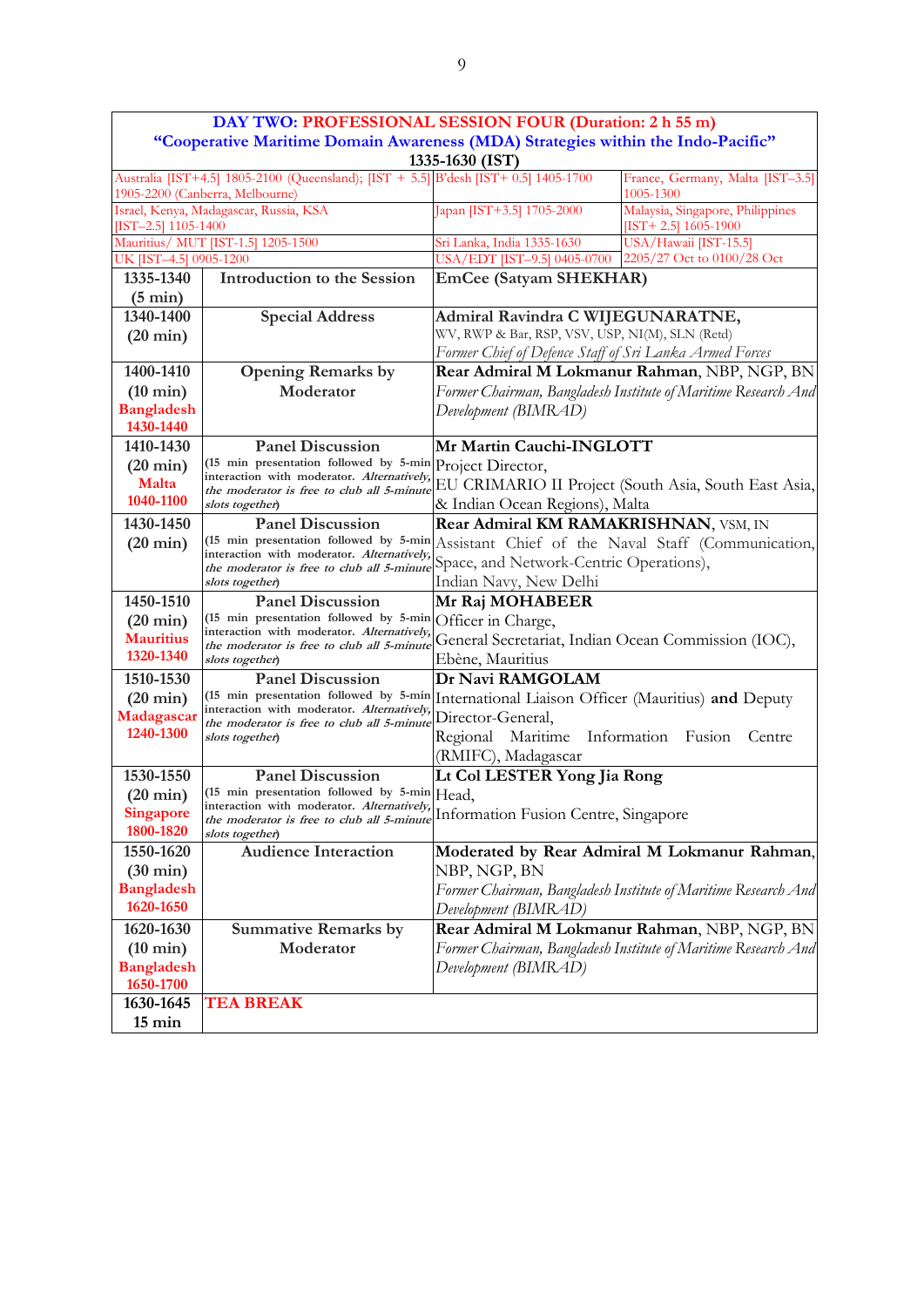## DAY TWO: PROFESSIONAL SESSION FOUR (Duration: 2 h 55 m)

### "Cooperative Maritime Domain Awareness (MDA) Strategies within the Indo-Pacific"

**1335-1630 (IST)**

| | | |
|---|---|---|
| Australia [IST+4.5] 1805-2100 (Queensland); [IST + 5.5] 1905-2200 (Canberra, Melbourne) | B'desh [IST+ 0.5] 1405-1700 | France, Germany, Malta [IST–3.5] 1005-1300 |
| Israel, Kenya, Madagascar, Russia, KSA [IST–2.5] 1105-1400 | Japan [IST+3.5] 1705-2000 | Malaysia, Singapore, Philippines [IST+ 2.5] 1605-1900 |
| Mauritius/ MUT [IST-1.5] 1205-1500 | Sri Lanka, India 1335-1630 | USA/Hawaii [IST-15.5] |
| UK [IST–4.5] 0905-1200 | USA/EDT [IST–9.5] 0405-0700 | 2205/27 Oct to 0100/28 Oct |

| Time | Item | Speaker |
|---|---|---|
| **1335-1340 (5 min)** | **Introduction to the Session** | **EmCee (Satyam SHEKHAR)** |
| **1340-1400 (20 min)** | **Special Address** | **Admiral Ravindra C WIJEGUNARATNE,** WV, RWP & Bar, RSP, VSV, USP, NI(M), SLN (Retd) *Former Chief of Defence Staff of Sri Lanka Armed Forces* |
| **1400-1410 (10 min) Bangladesh 1430-1440** | **Opening Remarks by Moderator** | **Rear Admiral M Lokmanur Rahman**, NBP, NGP, BN *Former Chairman, Bangladesh Institute of Maritime Research And Development (BIMRAD)* |
| **1410-1430 (20 min) Malta 1040-1100** | **Panel Discussion** (15 min presentation followed by 5-min interaction with moderator. *Alternatively, the moderator is free to club all 5-minute slots together*) | **Mr Martin Cauchi-INGLOTT** Project Director, EU CRIMARIO II Project (South Asia, South East Asia, & Indian Ocean Regions), Malta |
| **1430-1450 (20 min)** | **Panel Discussion** (15 min presentation followed by 5-min interaction with moderator. *Alternatively, the moderator is free to club all 5-minute slots together*) | **Rear Admiral KM RAMAKRISHNAN**, VSM, IN Assistant Chief of the Naval Staff (Communication, Space, and Network-Centric Operations), Indian Navy, New Delhi |
| **1450-1510 (20 min) Mauritius 1320-1340** | **Panel Discussion** (15 min presentation followed by 5-min interaction with moderator. *Alternatively, the moderator is free to club all 5-minute slots together*) | **Mr Raj MOHABEER** Officer in Charge, General Secretariat, Indian Ocean Commission (IOC), Ebène, Mauritius |
| **1510-1530 (20 min) Madagascar 1240-1300** | **Panel Discussion** (15 min presentation followed by 5-min interaction with moderator. *Alternatively, the moderator is free to club all 5-minute slots together*) | **Dr Navi RAMGOLAM** International Liaison Officer (Mauritius) **and** Deputy Director-General, Regional Maritime Information Fusion Centre (RMIFC), Madagascar |
| **1530-1550 (20 min) Singapore 1800-1820** | **Panel Discussion** (15 min presentation followed by 5-min interaction with moderator. *Alternatively, the moderator is free to club all 5-minute slots together*) | **Lt Col LESTER Yong Jia Rong** Head, Information Fusion Centre, Singapore |
| **1550-1620 (30 min) Bangladesh 1620-1650** | **Audience Interaction** | **Moderated by Rear Admiral M Lokmanur Rahman**, NBP, NGP, BN *Former Chairman, Bangladesh Institute of Maritime Research And Development (BIMRAD)* |
| **1620-1630 (10 min) Bangladesh 1650-1700** | **Summative Remarks by Moderator** | **Rear Admiral M Lokmanur Rahman**, NBP, NGP, BN *Former Chairman, Bangladesh Institute of Maritime Research And Development (BIMRAD)* |
| **1630-1645 15 min** | **TEA BREAK** | |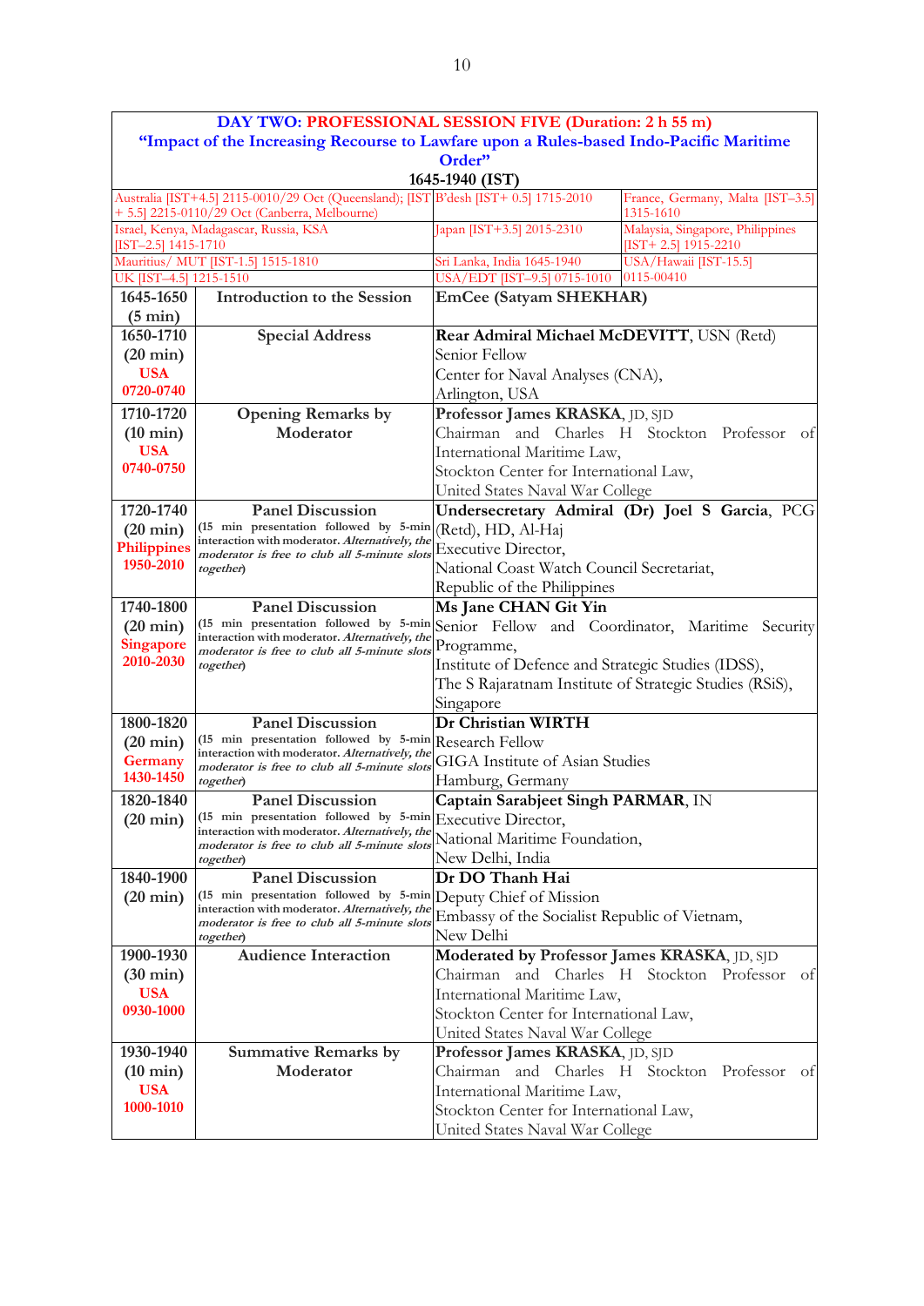## DAY TWO: PROFESSIONAL SESSION FIVE (Duration: 2 h 55 m)

### "Impact of the Increasing Recourse to Lawfare upon a Rules-based Indo-Pacific Maritime Order"

**1645-1940 (IST)**

| | | |
|---|---|---|
| Australia [IST+4.5] 2115-0010/29 Oct (Queensland); [IST + 5.5] 2215-0110/29 Oct (Canberra, Melbourne) | B'desh [IST+ 0.5] 1715-2010 | France, Germany, Malta [IST–3.5] 1315-1610 |
| Israel, Kenya, Madagascar, Russia, KSA [IST–2.5] 1415-1710 | Japan [IST+3.5] 2015-2310 | Malaysia, Singapore, Philippines [IST+ 2.5] 1915-2210 |
| Mauritius/ MUT [IST-1.5] 1515-1810 | Sri Lanka, India 1645-1940 | USA/Hawaii [IST-15.5] 0115-00410 |
| UK [IST–4.5] 1215-1510 | USA/EDT [IST–9.5] 0715-1010 | |

| Time | Item | Speaker |
|---|---|---|
| **1645-1650 (5 min)** | **Introduction to the Session** | **EmCee (Satyam SHEKHAR)** |
| **1650-1710 (20 min)** **USA 0720-0740** | **Special Address** | **Rear Admiral Michael McDEVITT**, USN (Retd) Senior Fellow Center for Naval Analyses (CNA), Arlington, USA |
| **1710-1720 (10 min)** **USA 0740-0750** | **Opening Remarks by Moderator** | **Professor James KRASKA**, JD, SJD Chairman and Charles H Stockton Professor of International Maritime Law, Stockton Center for International Law, United States Naval War College |
| **1720-1740 (20 min)** **Philippines 1950-2010** | **Panel Discussion** (15 min presentation followed by 5-min interaction with moderator. *Alternatively, the moderator is free to club all 5-minute slots together*) | **Undersecretary Admiral (Dr) Joel S Garcia**, PCG (Retd), HD, Al-Haj Executive Director, National Coast Watch Council Secretariat, Republic of the Philippines |
| **1740-1800 (20 min)** **Singapore 2010-2030** | **Panel Discussion** (15 min presentation followed by 5-min interaction with moderator. *Alternatively, the moderator is free to club all 5-minute slots together*) | **Ms Jane CHAN Git Yin** Senior Fellow and Coordinator, Maritime Security Programme, Institute of Defence and Strategic Studies (IDSS), The S Rajaratnam Institute of Strategic Studies (RSiS), Singapore |
| **1800-1820 (20 min)** **Germany 1430-1450** | **Panel Discussion** (15 min presentation followed by 5-min interaction with moderator. *Alternatively, the moderator is free to club all 5-minute slots together*) | **Dr Christian WIRTH** Research Fellow GIGA Institute of Asian Studies Hamburg, Germany |
| **1820-1840 (20 min)** | **Panel Discussion** (15 min presentation followed by 5-min interaction with moderator. *Alternatively, the moderator is free to club all 5-minute slots together*) | **Captain Sarabjeet Singh PARMAR**, IN Executive Director, National Maritime Foundation, New Delhi, India |
| **1840-1900 (20 min)** | **Panel Discussion** (15 min presentation followed by 5-min interaction with moderator. *Alternatively, the moderator is free to club all 5-minute slots together*) | **Dr DO Thanh Hai** Deputy Chief of Mission Embassy of the Socialist Republic of Vietnam, New Delhi |
| **1900-1930 (30 min)** **USA 0930-1000** | **Audience Interaction** | **Moderated by Professor James KRASKA**, JD, SJD Chairman and Charles H Stockton Professor of International Maritime Law, Stockton Center for International Law, United States Naval War College |
| **1930-1940 (10 min)** **USA 1000-1010** | **Summative Remarks by Moderator** | **Professor James KRASKA**, JD, SJD Chairman and Charles H Stockton Professor of International Maritime Law, Stockton Center for International Law, United States Naval War College |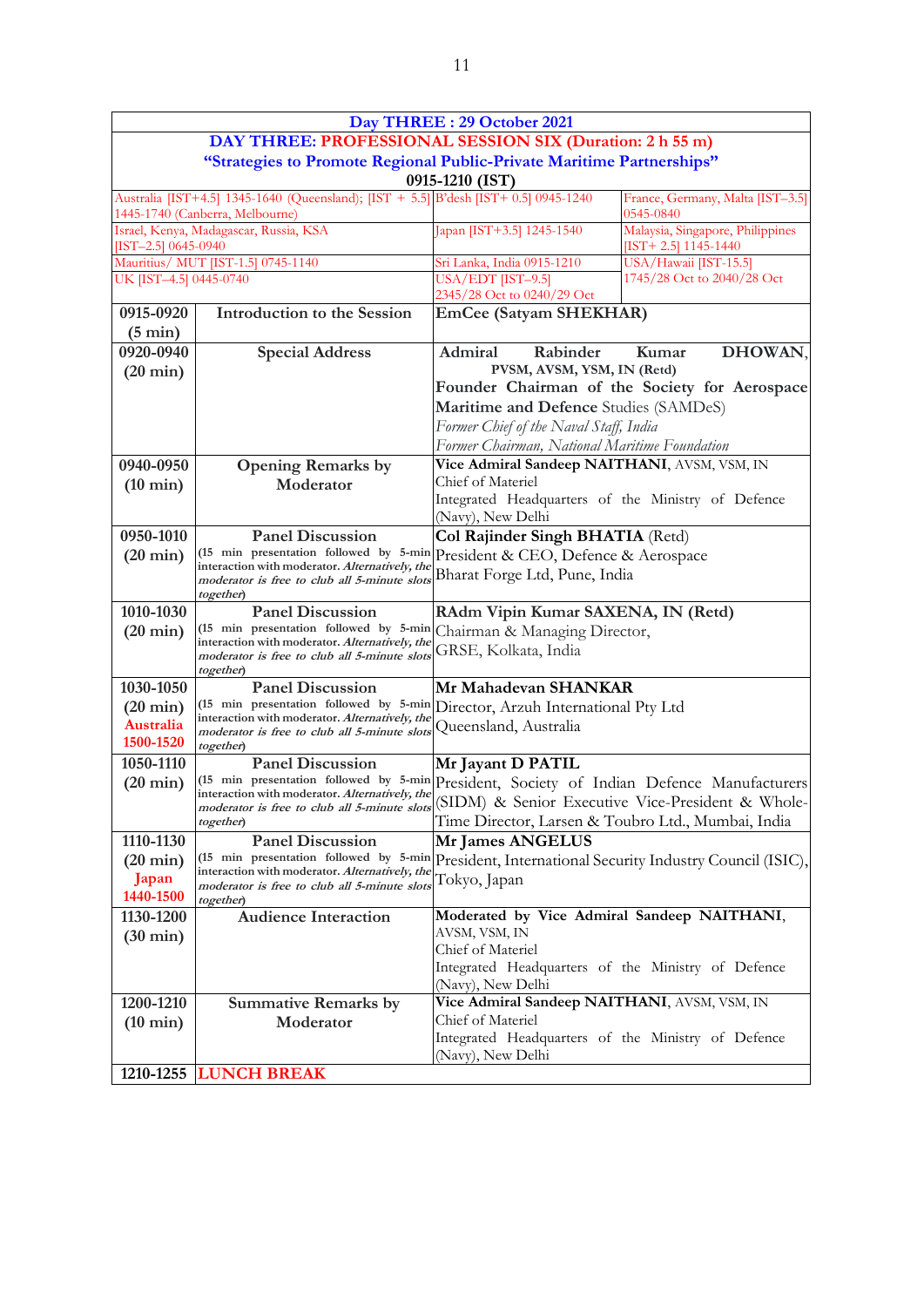## Day THREE : 29 October 2021

### DAY THREE: PROFESSIONAL SESSION SIX (Duration: 2 h 55 m)

### "Strategies to Promote Regional Public-Private Maritime Partnerships"

**0915-1210 (IST)**

| | | |
|---|---|---|
| Australia [IST+4.5] 1345-1640 (Queensland); [IST + 5.5] 1445-1740 (Canberra, Melbourne) | B'desh [IST+ 0.5] 0945-1240 | France, Germany, Malta [IST–3.5] 0545-0840 |
| Israel, Kenya, Madagascar, Russia, KSA [IST–2.5] 0645-0940 | Japan [IST+3.5] 1245-1540 | Malaysia, Singapore, Philippines [IST+ 2.5] 1145-1440 |
| Mauritius/ MUT [IST-1.5] 0745-1140 | Sri Lanka, India 0915-1210 | USA/Hawaii [IST-15.5] 1745/28 Oct to 2040/28 Oct |
| UK [IST–4.5] 0445-0740 | USA/EDT [IST–9.5] 2345/28 Oct to 0240/29 Oct | |

| Time | Item | Speaker |
|---|---|---|
| **0915-0920 (5 min)** | **Introduction to the Session** | **EmCee (Satyam SHEKHAR)** |
| **0920-0940 (20 min)** | **Special Address** | **Admiral Rabinder Kumar DHOWAN**, **PVSM, AVSM, YSM, IN (Retd)**<br>**Founder Chairman of the Society for Aerospace Maritime and Defence** Studies (SAMDeS)<br>*Former Chief of the Naval Staff, India*<br>*Former Chairman, National Maritime Foundation* |
| **0940-0950 (10 min)** | **Opening Remarks by Moderator** | **Vice Admiral Sandeep NAITHANI**, AVSM, VSM, IN<br>Chief of Materiel<br>Integrated Headquarters of the Ministry of Defence (Navy), New Delhi |
| **0950-1010 (20 min)** | **Panel Discussion**<br>(15 min presentation followed by 5-min interaction with moderator. *Alternatively, the moderator is free to club all 5-minute slots together*) | **Col Rajinder Singh BHATIA** (Retd)<br>President & CEO, Defence & Aerospace<br>Bharat Forge Ltd, Pune, India |
| **1010-1030 (20 min)** | **Panel Discussion**<br>(15 min presentation followed by 5-min interaction with moderator. *Alternatively, the moderator is free to club all 5-minute slots together*) | **RAdm Vipin Kumar SAXENA, IN (Retd)**<br>Chairman & Managing Director,<br>GRSE, Kolkata, India |
| **1030-1050 (20 min)**<br>**Australia 1500-1520** | **Panel Discussion**<br>(15 min presentation followed by 5-min interaction with moderator. *Alternatively, the moderator is free to club all 5-minute slots together*) | **Mr Mahadevan SHANKAR**<br>Director, Arzuh International Pty Ltd<br>Queensland, Australia |
| **1050-1110 (20 min)** | **Panel Discussion**<br>(15 min presentation followed by 5-min interaction with moderator. *Alternatively, the moderator is free to club all 5-minute slots together*) | **Mr Jayant D PATIL**<br>President, Society of Indian Defence Manufacturers (SIDM) & Senior Executive Vice-President & Whole-Time Director, Larsen & Toubro Ltd., Mumbai, India |
| **1110-1130 (20 min)**<br>**Japan 1440-1500** | **Panel Discussion**<br>(15 min presentation followed by 5-min interaction with moderator. *Alternatively, the moderator is free to club all 5-minute slots together*) | **Mr James ANGELUS**<br>President, International Security Industry Council (ISIC), Tokyo, Japan |
| **1130-1200 (30 min)** | **Audience Interaction** | **Moderated by Vice Admiral Sandeep NAITHANI**, AVSM, VSM, IN<br>Chief of Materiel<br>Integrated Headquarters of the Ministry of Defence (Navy), New Delhi |
| **1200-1210 (10 min)** | **Summative Remarks by Moderator** | **Vice Admiral Sandeep NAITHANI**, AVSM, VSM, IN<br>Chief of Materiel<br>Integrated Headquarters of the Ministry of Defence (Navy), New Delhi |
| **1210-1255** | **LUNCH BREAK** | |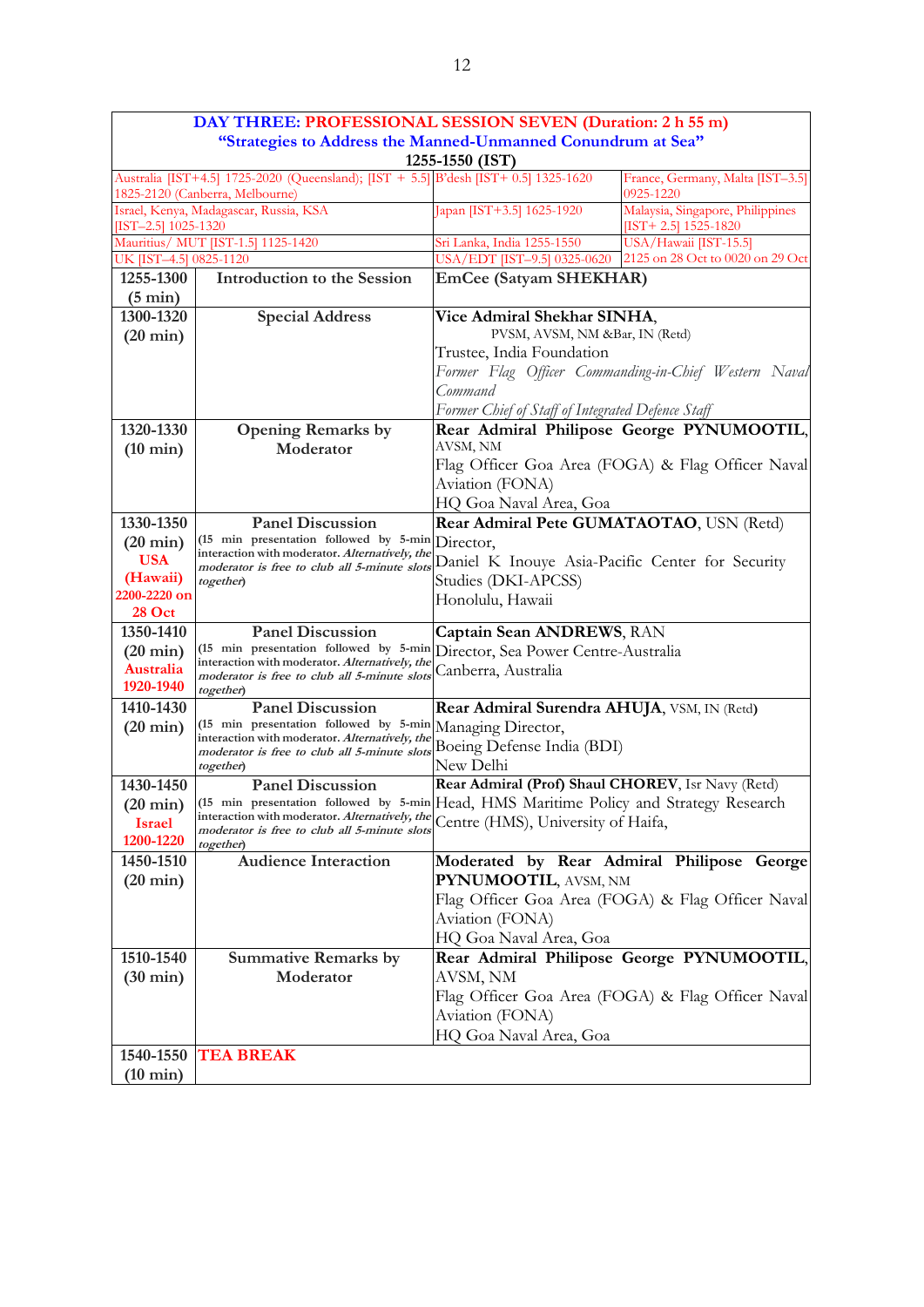**DAY THREE: PROFESSIONAL SESSION SEVEN (Duration: 2 h 55 m)**

**"Strategies to Address the Manned-Unmanned Conundrum at Sea"**

**1255-1550 (IST)**

| | | |
|---|---|---|
| Australia [IST+4.5] 1725-2020 (Queensland); [IST + 5.5] 1825-2120 (Canberra, Melbourne) | B'desh [IST+ 0.5] 1325-1620 | France, Germany, Malta [IST–3.5] 0925-1220 |
| Israel, Kenya, Madagascar, Russia, KSA [IST–2.5] 1025-1320 | Japan [IST+3.5] 1625-1920 | Malaysia, Singapore, Philippines [IST+ 2.5] 1525-1820 |
| Mauritius/ MUT [IST-1.5] 1125-1420 | Sri Lanka, India 1255-1550 | USA/Hawaii [IST-15.5] |
| UK [IST–4.5] 0825-1120 | USA/EDT [IST–9.5] 0325-0620 | 2125 on 28 Oct to 0020 on 29 Oct |

| Time | Item | Speaker |
|---|---|---|
| **1255-1300 (5 min)** | **Introduction to the Session** | **EmCee (Satyam SHEKHAR)** |
| **1300-1320 (20 min)** | **Special Address** | **Vice Admiral Shekhar SINHA**, PVSM, AVSM, NM &Bar, IN (Retd)<br>Trustee, India Foundation<br>*Former Flag Officer Commanding-in-Chief Western Naval Command*<br>*Former Chief of Staff of Integrated Defence Staff* |
| **1320-1330 (10 min)** | **Opening Remarks by Moderator** | **Rear Admiral Philipose George PYNUMOOTIL**, AVSM, NM<br>Flag Officer Goa Area (FOGA) & Flag Officer Naval Aviation (FONA)<br>HQ Goa Naval Area, Goa |
| **1330-1350 (20 min)**<br>**USA (Hawaii) 2200-2220 on 28 Oct** | **Panel Discussion**<br>(15 min presentation followed by 5-min interaction with moderator. *Alternatively, the moderator is free to club all 5-minute slots together*) | **Rear Admiral Pete GUMATAOTAO**, USN (Retd)<br>Director,<br>Daniel K Inouye Asia-Pacific Center for Security Studies (DKI-APCSS)<br>Honolulu, Hawaii |
| **1350-1410 (20 min)**<br>**Australia 1920-1940** | **Panel Discussion**<br>(15 min presentation followed by 5-min interaction with moderator. *Alternatively, the moderator is free to club all 5-minute slots together*) | **Captain Sean ANDREWS**, RAN<br>Director, Sea Power Centre-Australia<br>Canberra, Australia |
| **1410-1430 (20 min)** | **Panel Discussion**<br>(15 min presentation followed by 5-min interaction with moderator. *Alternatively, the moderator is free to club all 5-minute slots together*) | **Rear Admiral Surendra AHUJA**, VSM, IN (Retd)<br>Managing Director,<br>Boeing Defense India (BDI)<br>New Delhi |
| **1430-1450 (20 min)**<br>**Israel 1200-1220** | **Panel Discussion**<br>(15 min presentation followed by 5-min interaction with moderator. *Alternatively, the moderator is free to club all 5-minute slots together*) | **Rear Admiral (Prof) Shaul CHOREV**, Isr Navy (Retd)<br>Head, HMS Maritime Policy and Strategy Research Centre (HMS), University of Haifa, |
| **1450-1510 (20 min)** | **Audience Interaction** | **Moderated by Rear Admiral Philipose George PYNUMOOTIL**, AVSM, NM<br>Flag Officer Goa Area (FOGA) & Flag Officer Naval Aviation (FONA)<br>HQ Goa Naval Area, Goa |
| **1510-1540 (30 min)** | **Summative Remarks by Moderator** | **Rear Admiral Philipose George PYNUMOOTIL**, AVSM, NM<br>Flag Officer Goa Area (FOGA) & Flag Officer Naval Aviation (FONA)<br>HQ Goa Naval Area, Goa |
| **1540-1550 (10 min)** | **TEA BREAK** | |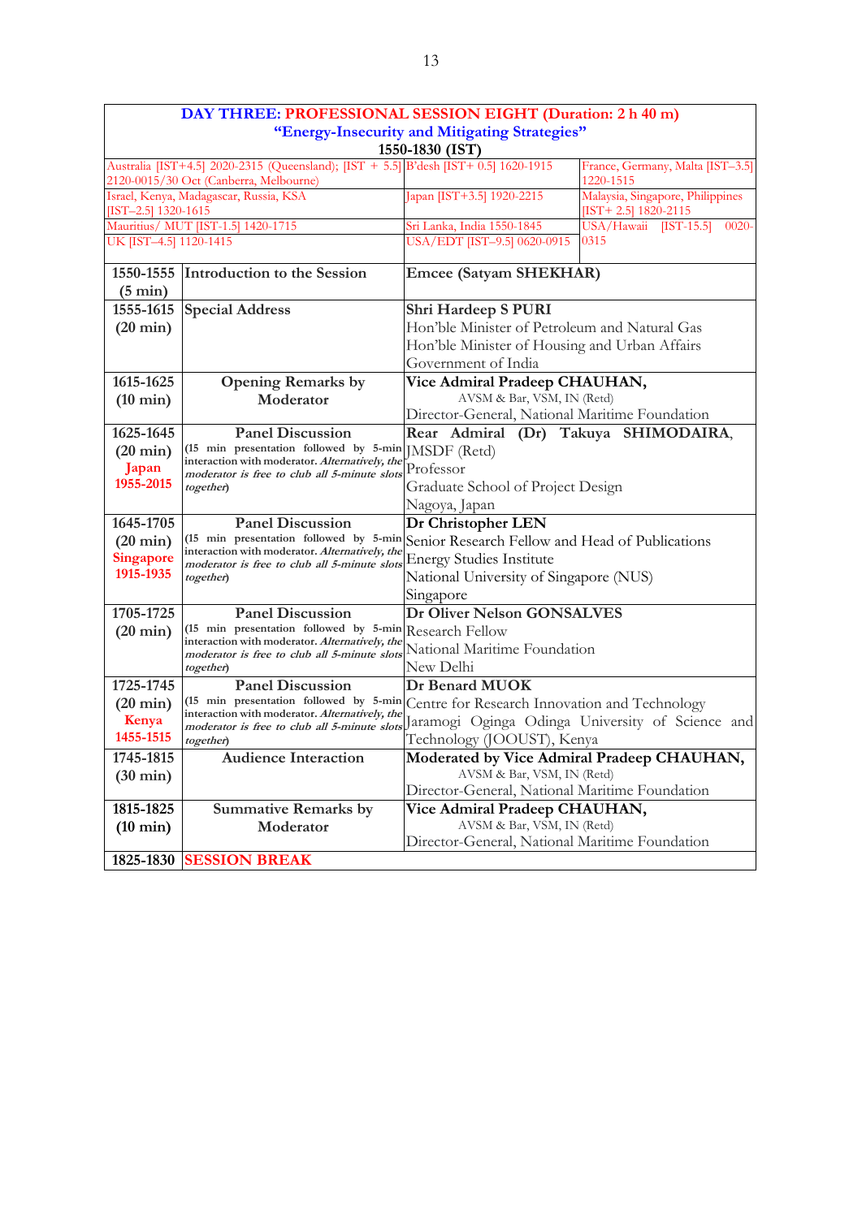**DAY THREE: PROFESSIONAL SESSION EIGHT (Duration: 2 h 40 m)**
**"Energy-Insecurity and Mitigating Strategies"**
**1550-1830 (IST)**

| | | |
|---|---|---|
| Australia [IST+4.5] 2020-2315 (Queensland); [IST + 5.5] 2120-0015/30 Oct (Canberra, Melbourne) | B'desh [IST+ 0.5] 1620-1915 | France, Germany, Malta [IST–3.5] 1220-1515 |
| Israel, Kenya, Madagascar, Russia, KSA [IST–2.5] 1320-1615 | Japan [IST+3.5] 1920-2215 | Malaysia, Singapore, Philippines [IST+ 2.5] 1820-2115 |
| Mauritius/ MUT [IST-1.5] 1420-1715 | Sri Lanka, India 1550-1845 | USA/Hawaii [IST-15.5] 0020-0315 |
| UK [IST–4.5] 1120-1415 | USA/EDT [IST–9.5] 0620-0915 | |

| Time | Item | Speaker |
|---|---|---|
| **1550-1555 (5 min)** | **Introduction to the Session** | **Emcee (Satyam SHEKHAR)** |
| **1555-1615 (20 min)** | **Special Address** | **Shri Hardeep S PURI**<br>Hon'ble Minister of Petroleum and Natural Gas<br>Hon'ble Minister of Housing and Urban Affairs<br>Government of India |
| **1615-1625 (10 min)** | **Opening Remarks by Moderator** | **Vice Admiral Pradeep CHAUHAN,**<br>AVSM & Bar, VSM, IN (Retd)<br>Director-General, National Maritime Foundation |
| **1625-1645 (20 min)**<br>**Japan 1955-2015** | **Panel Discussion**<br>(15 min presentation followed by 5-min interaction with moderator. *Alternatively, the moderator is free to club all 5-minute slots together*) | **Rear Admiral (Dr) Takuya SHIMODAIRA**, JMSDF (Retd)<br>Professor<br>Graduate School of Project Design<br>Nagoya, Japan |
| **1645-1705 (20 min)**<br>**Singapore 1915-1935** | **Panel Discussion**<br>(15 min presentation followed by 5-min interaction with moderator. *Alternatively, the moderator is free to club all 5-minute slots together*) | **Dr Christopher LEN**<br>Senior Research Fellow and Head of Publications<br>Energy Studies Institute<br>National University of Singapore (NUS)<br>Singapore |
| **1705-1725 (20 min)** | **Panel Discussion**<br>(15 min presentation followed by 5-min interaction with moderator. *Alternatively, the moderator is free to club all 5-minute slots together*) | **Dr Oliver Nelson GONSALVES**<br>Research Fellow<br>National Maritime Foundation<br>New Delhi |
| **1725-1745 (20 min)**<br>**Kenya 1455-1515** | **Panel Discussion**<br>(15 min presentation followed by 5-min interaction with moderator. *Alternatively, the moderator is free to club all 5-minute slots together*) | **Dr Benard MUOK**<br>Centre for Research Innovation and Technology<br>Jaramogi Oginga Odinga University of Science and Technology (JOOUST), Kenya |
| **1745-1815 (30 min)** | **Audience Interaction** | **Moderated by Vice Admiral Pradeep CHAUHAN,**<br>AVSM & Bar, VSM, IN (Retd)<br>Director-General, National Maritime Foundation |
| **1815-1825 (10 min)** | **Summative Remarks by Moderator** | **Vice Admiral Pradeep CHAUHAN,**<br>AVSM & Bar, VSM, IN (Retd)<br>Director-General, National Maritime Foundation |
| **1825-1830** | **SESSION BREAK** | |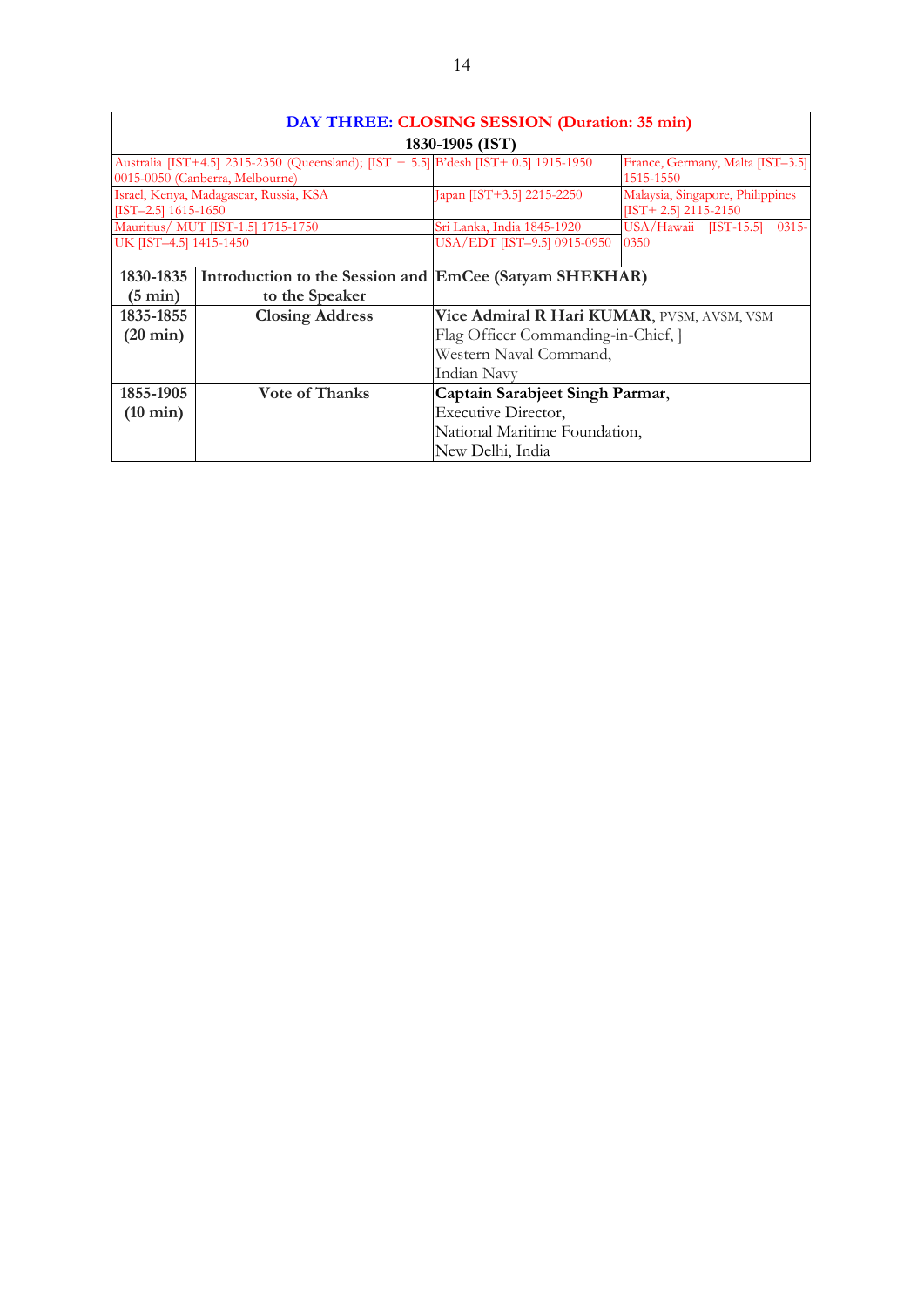## DAY THREE: CLOSING SESSION (Duration: 35 min)

**1830-1905 (IST)**

| | | |
|---|---|---|
| Australia [IST+4.5] 2315-2350 (Queensland); [IST + 5.5] 0015-0050 (Canberra, Melbourne) | B'desh [IST+ 0.5] 1915-1950 | France, Germany, Malta [IST–3.5] 1515-1550 |
| Israel, Kenya, Madagascar, Russia, KSA [IST–2.5] 1615-1650 | Japan [IST+3.5] 2215-2250 | Malaysia, Singapore, Philippines [IST+ 2.5] 2115-2150 |
| Mauritius/ MUT [IST-1.5] 1715-1750 | Sri Lanka, India 1845-1920 | USA/Hawaii [IST-15.5] 0315-0350 |
| UK [IST–4.5] 1415-1450 | USA/EDT [IST–9.5] 0915-0950 | |

| Time | Session | Speaker |
|---|---|---|
| **1830-1835 (5 min)** | **Introduction to the Session and to the Speaker** | **EmCee (Satyam SHEKHAR)** |
| **1835-1855 (20 min)** | **Closing Address** | **Vice Admiral R Hari KUMAR**, PVSM, AVSM, VSM<br>Flag Officer Commanding-in-Chief, ]<br>Western Naval Command,<br>Indian Navy |
| **1855-1905 (10 min)** | **Vote of Thanks** | **Captain Sarabjeet Singh Parmar**,<br>Executive Director,<br>National Maritime Foundation,<br>New Delhi, India |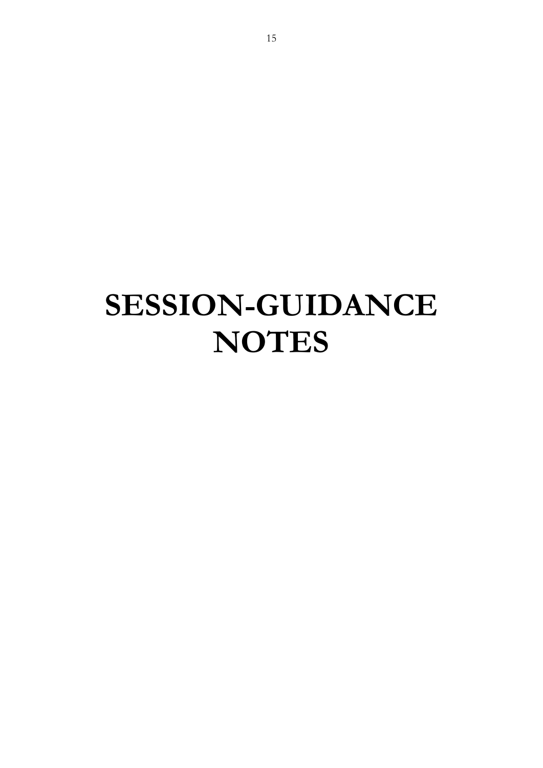# SESSION-GUIDANCE NOTES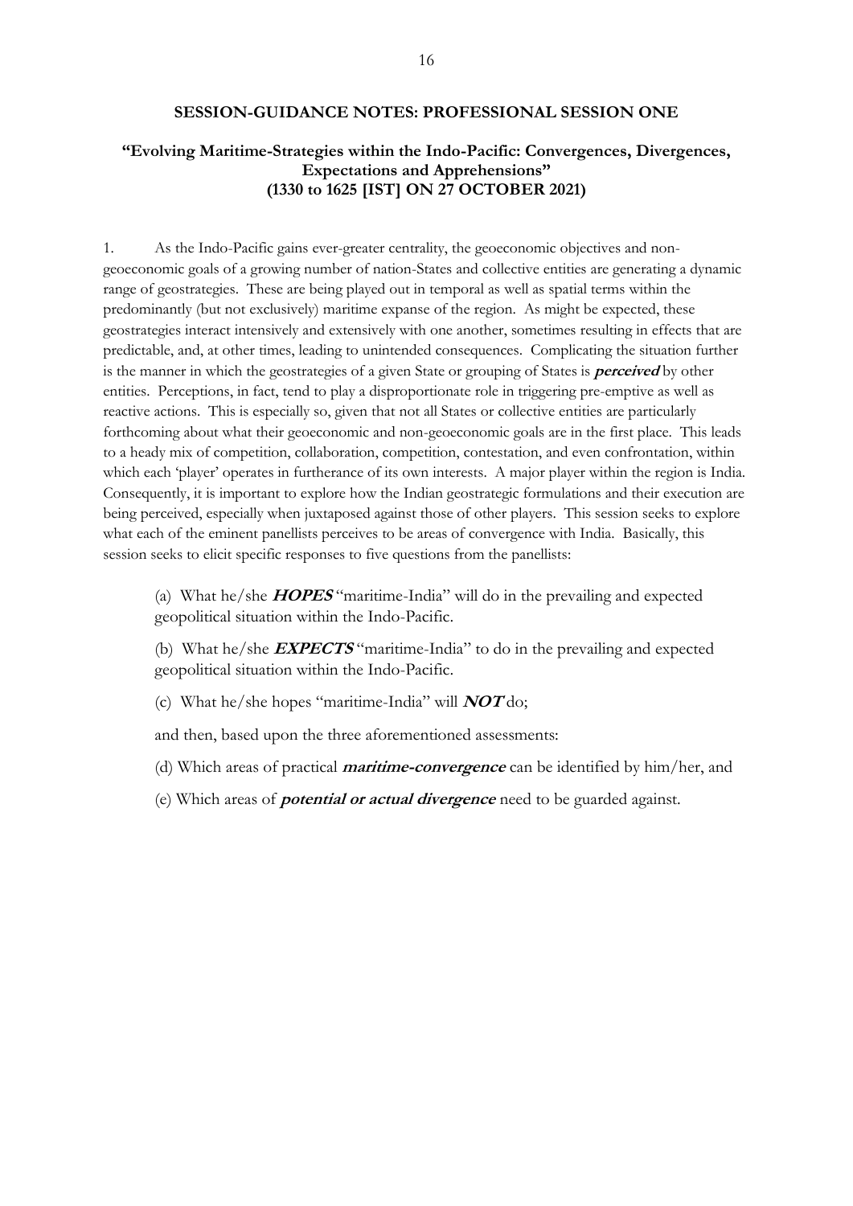## SESSION-GUIDANCE NOTES: PROFESSIONAL SESSION ONE

### "Evolving Maritime-Strategies within the Indo-Pacific: Convergences, Divergences, Expectations and Apprehensions" (1330 to 1625 [IST] ON 27 OCTOBER 2021)

1. As the Indo-Pacific gains ever-greater centrality, the geoeconomic objectives and non-geoeconomic goals of a growing number of nation-States and collective entities are generating a dynamic range of geostrategies. These are being played out in temporal as well as spatial terms within the predominantly (but not exclusively) maritime expanse of the region. As might be expected, these geostrategies interact intensively and extensively with one another, sometimes resulting in effects that are predictable, and, at other times, leading to unintended consequences. Complicating the situation further is the manner in which the geostrategies of a given State or grouping of States is ***perceived*** by other entities. Perceptions, in fact, tend to play a disproportionate role in triggering pre-emptive as well as reactive actions. This is especially so, given that not all States or collective entities are particularly forthcoming about what their geoeconomic and non-geoeconomic goals are in the first place. This leads to a heady mix of competition, collaboration, competition, contestation, and even confrontation, within which each 'player' operates in furtherance of its own interests. A major player within the region is India. Consequently, it is important to explore how the Indian geostrategic formulations and their execution are being perceived, especially when juxtaposed against those of other players. This session seeks to explore what each of the eminent panellists perceives to be areas of convergence with India. Basically, this session seeks to elicit specific responses to five questions from the panellists:

(a) What he/she ***HOPES*** "maritime-India" will do in the prevailing and expected geopolitical situation within the Indo-Pacific.

(b) What he/she ***EXPECTS*** "maritime-India" to do in the prevailing and expected geopolitical situation within the Indo-Pacific.

(c) What he/she hopes "maritime-India" will ***NOT*** do;

and then, based upon the three aforementioned assessments:

(d) Which areas of practical ***maritime-convergence*** can be identified by him/her, and

(e) Which areas of ***potential or actual divergence*** need to be guarded against.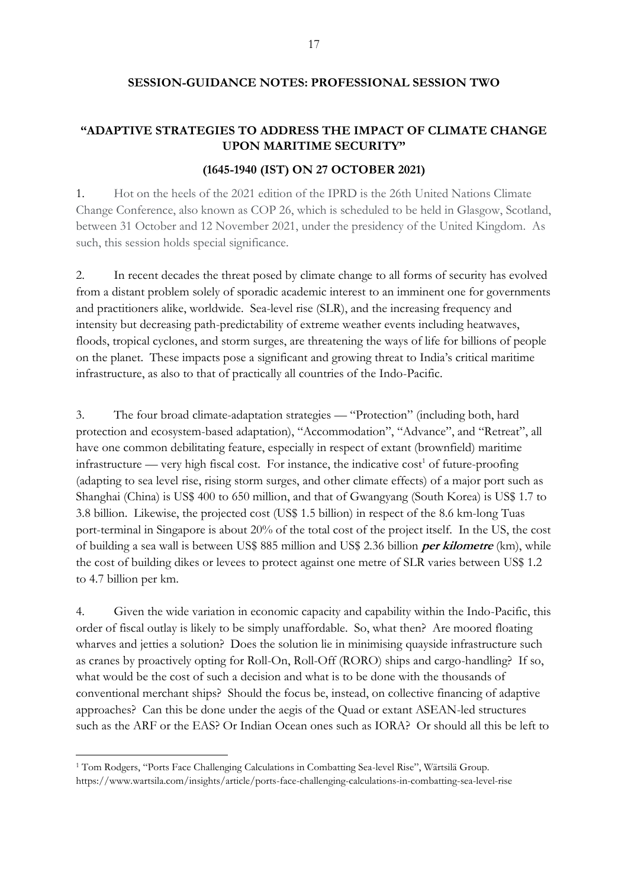## SESSION-GUIDANCE NOTES: PROFESSIONAL SESSION TWO

### "ADAPTIVE STRATEGIES TO ADDRESS THE IMPACT OF CLIMATE CHANGE UPON MARITIME SECURITY"

#### (1645-1940 (IST) ON 27 OCTOBER 2021)

1. Hot on the heels of the 2021 edition of the IPRD is the 26th United Nations Climate Change Conference, also known as COP 26, which is scheduled to be held in Glasgow, Scotland, between 31 October and 12 November 2021, under the presidency of the United Kingdom. As such, this session holds special significance.

2. In recent decades the threat posed by climate change to all forms of security has evolved from a distant problem solely of sporadic academic interest to an imminent one for governments and practitioners alike, worldwide. Sea-level rise (SLR), and the increasing frequency and intensity but decreasing path-predictability of extreme weather events including heatwaves, floods, tropical cyclones, and storm surges, are threatening the ways of life for billions of people on the planet. These impacts pose a significant and growing threat to India's critical maritime infrastructure, as also to that of practically all countries of the Indo-Pacific.

3. The four broad climate-adaptation strategies — "Protection" (including both, hard protection and ecosystem-based adaptation), "Accommodation", "Advance", and "Retreat", all have one common debilitating feature, especially in respect of extant (brownfield) maritime infrastructure — very high fiscal cost. For instance, the indicative cost[1] of future-proofing (adapting to sea level rise, rising storm surges, and other climate effects) of a major port such as Shanghai (China) is US$ 400 to 650 million, and that of Gwangyang (South Korea) is US$ 1.7 to 3.8 billion. Likewise, the projected cost (US$ 1.5 billion) in respect of the 8.6 km-long Tuas port-terminal in Singapore is about 20% of the total cost of the project itself. In the US, the cost of building a sea wall is between US$ 885 million and US$ 2.36 billion ***per kilometre*** (km), while the cost of building dikes or levees to protect against one metre of SLR varies between US$ 1.2 to 4.7 billion per km.

4. Given the wide variation in economic capacity and capability within the Indo-Pacific, this order of fiscal outlay is likely to be simply unaffordable. So, what then? Are moored floating wharves and jetties a solution? Does the solution lie in minimising quayside infrastructure such as cranes by proactively opting for Roll-On, Roll-Off (RORO) ships and cargo-handling? If so, what would be the cost of such a decision and what is to be done with the thousands of conventional merchant ships? Should the focus be, instead, on collective financing of adaptive approaches? Can this be done under the aegis of the Quad or extant ASEAN-led structures such as the ARF or the EAS? Or Indian Ocean ones such as IORA? Or should all this be left to

---

[1] Tom Rodgers, "Ports Face Challenging Calculations in Combatting Sea-level Rise", Wärtsilä Group. https://www.wartsila.com/insights/article/ports-face-challenging-calculations-in-combatting-sea-level-rise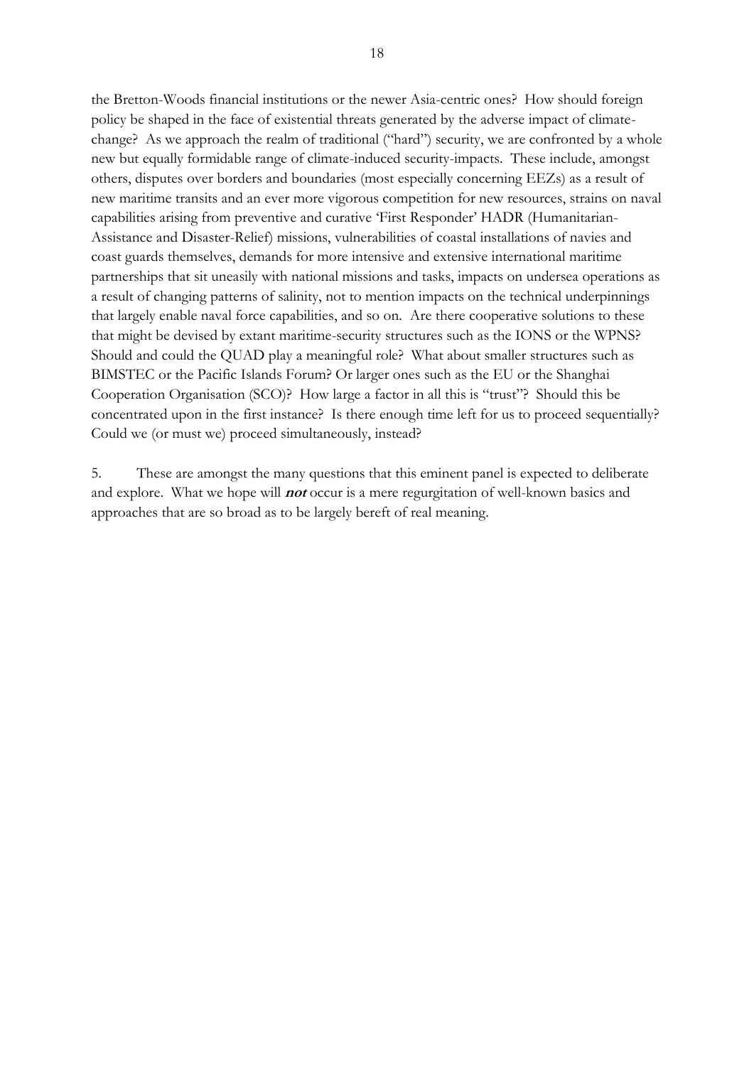the Bretton-Woods financial institutions or the newer Asia-centric ones? How should foreign policy be shaped in the face of existential threats generated by the adverse impact of climate-change? As we approach the realm of traditional ("hard") security, we are confronted by a whole new but equally formidable range of climate-induced security-impacts. These include, amongst others, disputes over borders and boundaries (most especially concerning EEZs) as a result of new maritime transits and an ever more vigorous competition for new resources, strains on naval capabilities arising from preventive and curative 'First Responder' HADR (Humanitarian-Assistance and Disaster-Relief) missions, vulnerabilities of coastal installations of navies and coast guards themselves, demands for more intensive and extensive international maritime partnerships that sit uneasily with national missions and tasks, impacts on undersea operations as a result of changing patterns of salinity, not to mention impacts on the technical underpinnings that largely enable naval force capabilities, and so on. Are there cooperative solutions to these that might be devised by extant maritime-security structures such as the IONS or the WPNS? Should and could the QUAD play a meaningful role? What about smaller structures such as BIMSTEC or the Pacific Islands Forum? Or larger ones such as the EU or the Shanghai Cooperation Organisation (SCO)? How large a factor in all this is "trust"? Should this be concentrated upon in the first instance? Is there enough time left for us to proceed sequentially? Could we (or must we) proceed simultaneously, instead?

5. These are amongst the many questions that this eminent panel is expected to deliberate and explore. What we hope will ***not*** occur is a mere regurgitation of well-known basics and approaches that are so broad as to be largely bereft of real meaning.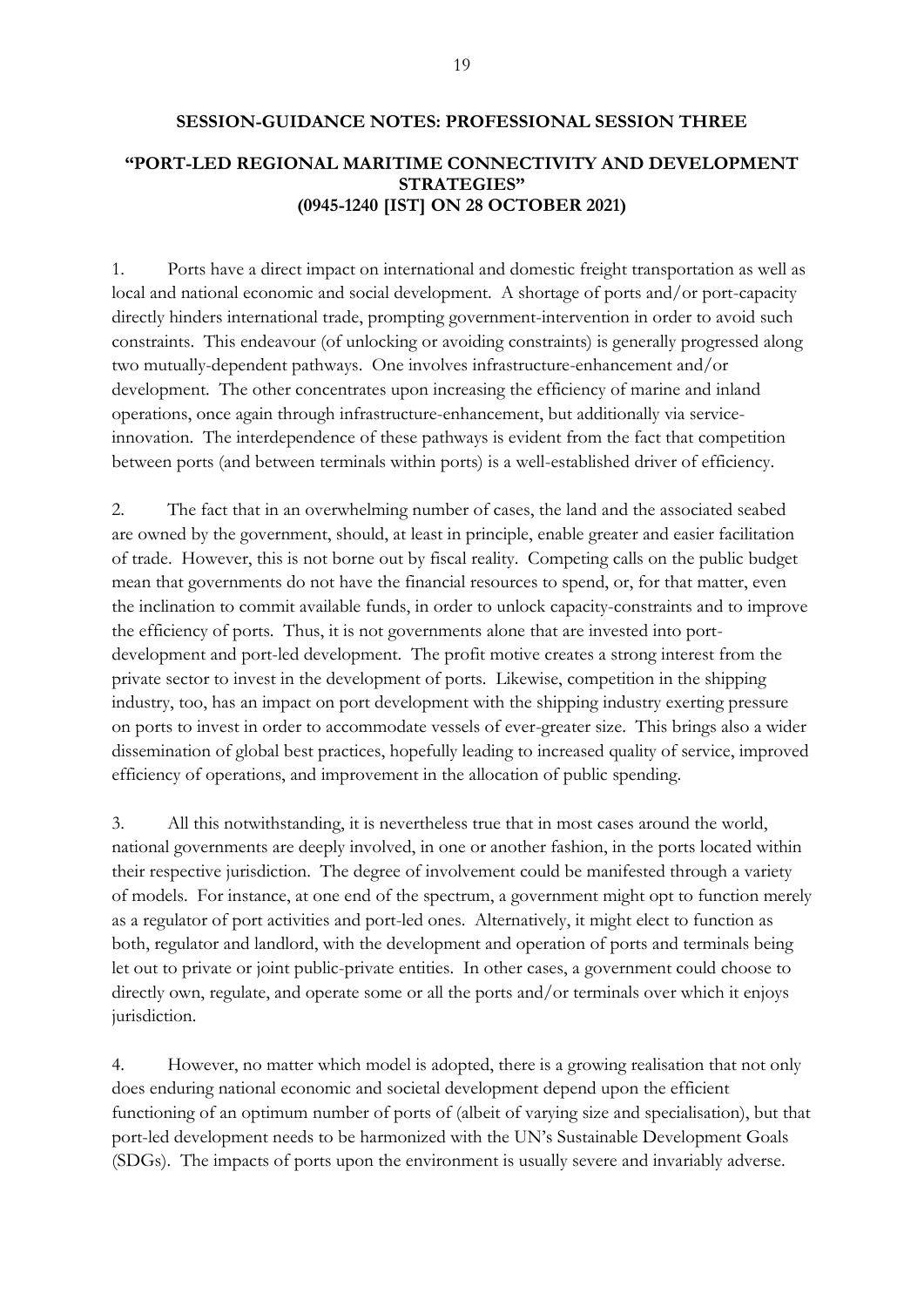**SESSION-GUIDANCE NOTES: PROFESSIONAL SESSION THREE**

**"PORT-LED REGIONAL MARITIME CONNECTIVITY AND DEVELOPMENT STRATEGIES"**
**(0945-1240 [IST] ON 28 OCTOBER 2021)**

1. Ports have a direct impact on international and domestic freight transportation as well as local and national economic and social development. A shortage of ports and/or port-capacity directly hinders international trade, prompting government-intervention in order to avoid such constraints. This endeavour (of unlocking or avoiding constraints) is generally progressed along two mutually-dependent pathways. One involves infrastructure-enhancement and/or development. The other concentrates upon increasing the efficiency of marine and inland operations, once again through infrastructure-enhancement, but additionally via service-innovation. The interdependence of these pathways is evident from the fact that competition between ports (and between terminals within ports) is a well-established driver of efficiency.

2. The fact that in an overwhelming number of cases, the land and the associated seabed are owned by the government, should, at least in principle, enable greater and easier facilitation of trade. However, this is not borne out by fiscal reality. Competing calls on the public budget mean that governments do not have the financial resources to spend, or, for that matter, even the inclination to commit available funds, in order to unlock capacity-constraints and to improve the efficiency of ports. Thus, it is not governments alone that are invested into port-development and port-led development. The profit motive creates a strong interest from the private sector to invest in the development of ports. Likewise, competition in the shipping industry, too, has an impact on port development with the shipping industry exerting pressure on ports to invest in order to accommodate vessels of ever-greater size. This brings also a wider dissemination of global best practices, hopefully leading to increased quality of service, improved efficiency of operations, and improvement in the allocation of public spending.

3. All this notwithstanding, it is nevertheless true that in most cases around the world, national governments are deeply involved, in one or another fashion, in the ports located within their respective jurisdiction. The degree of involvement could be manifested through a variety of models. For instance, at one end of the spectrum, a government might opt to function merely as a regulator of port activities and port-led ones. Alternatively, it might elect to function as both, regulator and landlord, with the development and operation of ports and terminals being let out to private or joint public-private entities. In other cases, a government could choose to directly own, regulate, and operate some or all the ports and/or terminals over which it enjoys jurisdiction.

4. However, no matter which model is adopted, there is a growing realisation that not only does enduring national economic and societal development depend upon the efficient functioning of an optimum number of ports of (albeit of varying size and specialisation), but that port-led development needs to be harmonized with the UN's Sustainable Development Goals (SDGs). The impacts of ports upon the environment is usually severe and invariably adverse.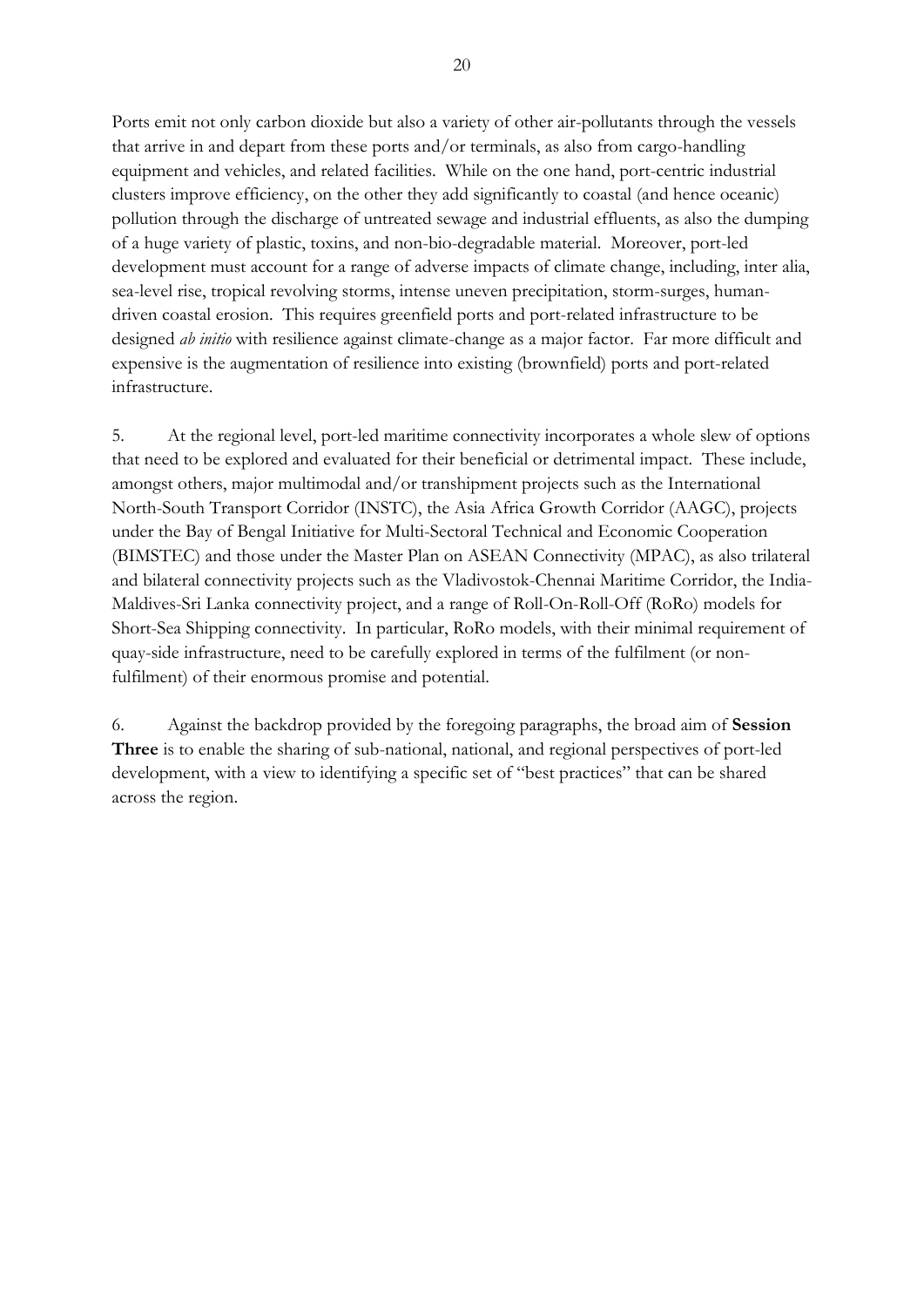Ports emit not only carbon dioxide but also a variety of other air-pollutants through the vessels that arrive in and depart from these ports and/or terminals, as also from cargo-handling equipment and vehicles, and related facilities. While on the one hand, port-centric industrial clusters improve efficiency, on the other they add significantly to coastal (and hence oceanic) pollution through the discharge of untreated sewage and industrial effluents, as also the dumping of a huge variety of plastic, toxins, and non-bio-degradable material. Moreover, port-led development must account for a range of adverse impacts of climate change, including, inter alia, sea-level rise, tropical revolving storms, intense uneven precipitation, storm-surges, human-driven coastal erosion. This requires greenfield ports and port-related infrastructure to be designed *ab initio* with resilience against climate-change as a major factor. Far more difficult and expensive is the augmentation of resilience into existing (brownfield) ports and port-related infrastructure.

5. At the regional level, port-led maritime connectivity incorporates a whole slew of options that need to be explored and evaluated for their beneficial or detrimental impact. These include, amongst others, major multimodal and/or transhipment projects such as the International North-South Transport Corridor (INSTC), the Asia Africa Growth Corridor (AAGC), projects under the Bay of Bengal Initiative for Multi-Sectoral Technical and Economic Cooperation (BIMSTEC) and those under the Master Plan on ASEAN Connectivity (MPAC), as also trilateral and bilateral connectivity projects such as the Vladivostok-Chennai Maritime Corridor, the India-Maldives-Sri Lanka connectivity project, and a range of Roll-On-Roll-Off (RoRo) models for Short-Sea Shipping connectivity. In particular, RoRo models, with their minimal requirement of quay-side infrastructure, need to be carefully explored in terms of the fulfilment (or non-fulfilment) of their enormous promise and potential.

6. Against the backdrop provided by the foregoing paragraphs, the broad aim of **Session Three** is to enable the sharing of sub-national, national, and regional perspectives of port-led development, with a view to identifying a specific set of "best practices" that can be shared across the region.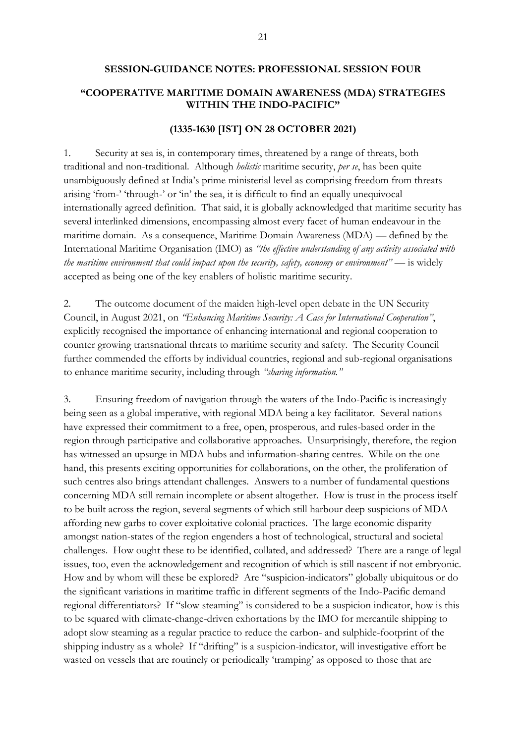**SESSION-GUIDANCE NOTES: PROFESSIONAL SESSION FOUR**

**"COOPERATIVE MARITIME DOMAIN AWARENESS (MDA) STRATEGIES WITHIN THE INDO-PACIFIC"**

**(1335-1630 [IST] ON 28 OCTOBER 2021)**

1. Security at sea is, in contemporary times, threatened by a range of threats, both traditional and non-traditional. Although *holistic* maritime security, *per se*, has been quite unambiguously defined at India's prime ministerial level as comprising freedom from threats arising 'from-' 'through-' or 'in' the sea, it is difficult to find an equally unequivocal internationally agreed definition. That said, it is globally acknowledged that maritime security has several interlinked dimensions, encompassing almost every facet of human endeavour in the maritime domain. As a consequence, Maritime Domain Awareness (MDA) — defined by the International Maritime Organisation (IMO) as *"the effective understanding of any activity associated with the maritime environment that could impact upon the security, safety, economy or environment"* — is widely accepted as being one of the key enablers of holistic maritime security.

2. The outcome document of the maiden high-level open debate in the UN Security Council, in August 2021, on *"Enhancing Maritime Security: A Case for International Cooperation"*, explicitly recognised the importance of enhancing international and regional cooperation to counter growing transnational threats to maritime security and safety. The Security Council further commended the efforts by individual countries, regional and sub-regional organisations to enhance maritime security, including through *"sharing information."*

3. Ensuring freedom of navigation through the waters of the Indo-Pacific is increasingly being seen as a global imperative, with regional MDA being a key facilitator. Several nations have expressed their commitment to a free, open, prosperous, and rules-based order in the region through participative and collaborative approaches. Unsurprisingly, therefore, the region has witnessed an upsurge in MDA hubs and information-sharing centres. While on the one hand, this presents exciting opportunities for collaborations, on the other, the proliferation of such centres also brings attendant challenges. Answers to a number of fundamental questions concerning MDA still remain incomplete or absent altogether. How is trust in the process itself to be built across the region, several segments of which still harbour deep suspicions of MDA affording new garbs to cover exploitative colonial practices. The large economic disparity amongst nation-states of the region engenders a host of technological, structural and societal challenges. How ought these to be identified, collated, and addressed? There are a range of legal issues, too, even the acknowledgement and recognition of which is still nascent if not embryonic. How and by whom will these be explored? Are "suspicion-indicators" globally ubiquitous or do the significant variations in maritime traffic in different segments of the Indo-Pacific demand regional differentiators? If "slow steaming" is considered to be a suspicion indicator, how is this to be squared with climate-change-driven exhortations by the IMO for mercantile shipping to adopt slow steaming as a regular practice to reduce the carbon- and sulphide-footprint of the shipping industry as a whole? If "drifting" is a suspicion-indicator, will investigative effort be wasted on vessels that are routinely or periodically 'tramping' as opposed to those that are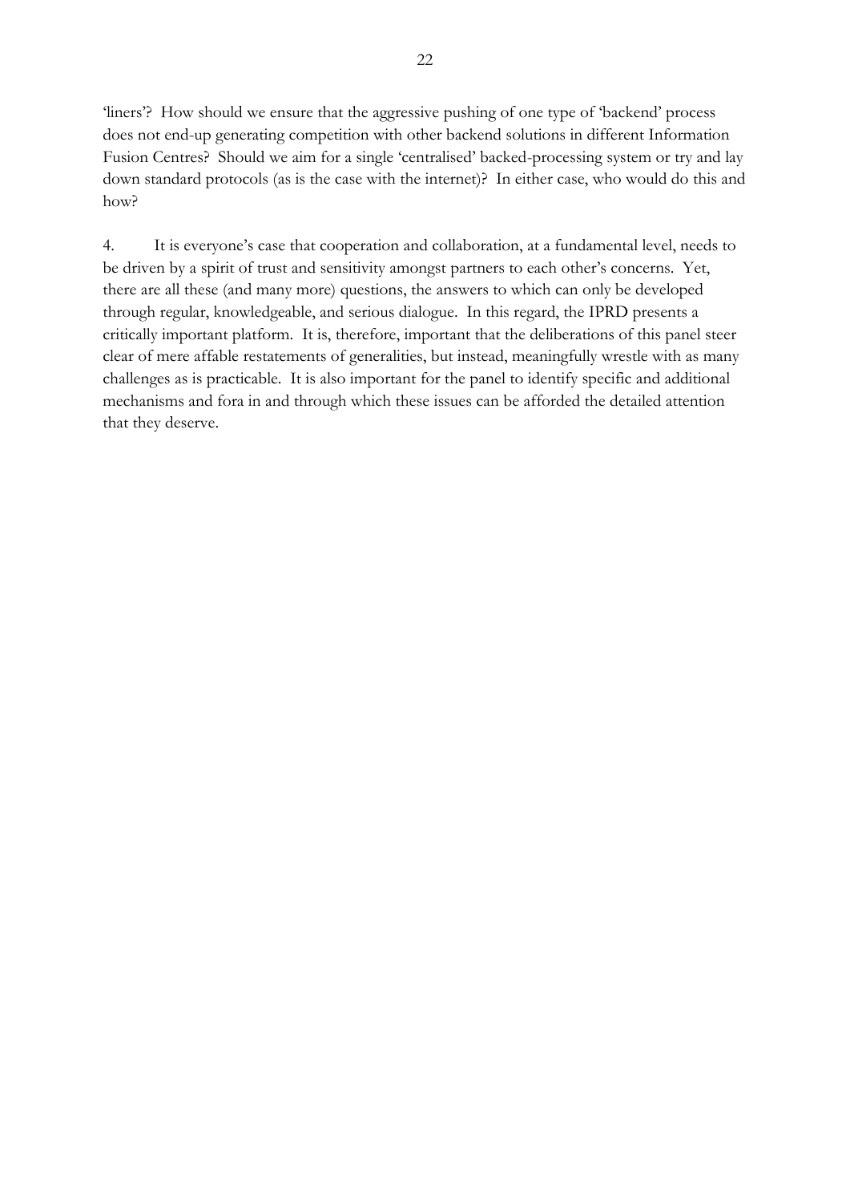'liners'? How should we ensure that the aggressive pushing of one type of 'backend' process does not end-up generating competition with other backend solutions in different Information Fusion Centres? Should we aim for a single 'centralised' backed-processing system or try and lay down standard protocols (as is the case with the internet)? In either case, who would do this and how?

4. It is everyone's case that cooperation and collaboration, at a fundamental level, needs to be driven by a spirit of trust and sensitivity amongst partners to each other's concerns. Yet, there are all these (and many more) questions, the answers to which can only be developed through regular, knowledgeable, and serious dialogue. In this regard, the IPRD presents a critically important platform. It is, therefore, important that the deliberations of this panel steer clear of mere affable restatements of generalities, but instead, meaningfully wrestle with as many challenges as is practicable. It is also important for the panel to identify specific and additional mechanisms and fora in and through which these issues can be afforded the detailed attention that they deserve.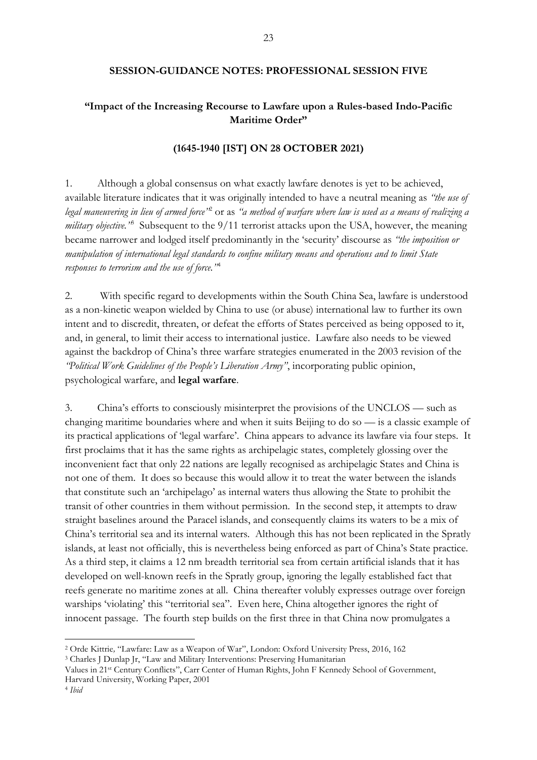**SESSION-GUIDANCE NOTES: PROFESSIONAL SESSION FIVE**

**"Impact of the Increasing Recourse to Lawfare upon a Rules-based Indo-Pacific Maritime Order"**

**(1645-1940 [IST] ON 28 OCTOBER 2021)**

1. Although a global consensus on what exactly lawfare denotes is yet to be achieved, available literature indicates that it was originally intended to have a neutral meaning as *"the use of legal maneuvering in lieu of armed force"*[2] or as *"a method of warfare where law is used as a means of realizing a military objective."*[3] Subsequent to the 9/11 terrorist attacks upon the USA, however, the meaning became narrower and lodged itself predominantly in the 'security' discourse as *"the imposition or manipulation of international legal standards to confine military means and operations and to limit State responses to terrorism and the use of force."*[4]

2. With specific regard to developments within the South China Sea, lawfare is understood as a non-kinetic weapon wielded by China to use (or abuse) international law to further its own intent and to discredit, threaten, or defeat the efforts of States perceived as being opposed to it, and, in general, to limit their access to international justice. Lawfare also needs to be viewed against the backdrop of China's three warfare strategies enumerated in the 2003 revision of the *"Political Work Guidelines of the People's Liberation Army"*, incorporating public opinion, psychological warfare, and **legal warfare**.

3. China's efforts to consciously misinterpret the provisions of the UNCLOS — such as changing maritime boundaries where and when it suits Beijing to do so — is a classic example of its practical applications of 'legal warfare'. China appears to advance its lawfare via four steps. It first proclaims that it has the same rights as archipelagic states, completely glossing over the inconvenient fact that only 22 nations are legally recognised as archipelagic States and China is not one of them. It does so because this would allow it to treat the water between the islands that constitute such an 'archipelago' as internal waters thus allowing the State to prohibit the transit of other countries in them without permission. In the second step, it attempts to draw straight baselines around the Paracel islands, and consequently claims its waters to be a mix of China's territorial sea and its internal waters. Although this has not been replicated in the Spratly islands, at least not officially, this is nevertheless being enforced as part of China's State practice. As a third step, it claims a 12 nm breadth territorial sea from certain artificial islands that it has developed on well-known reefs in the Spratly group, ignoring the legally established fact that reefs generate no maritime zones at all. China thereafter volubly expresses outrage over foreign warships 'violating' this "territorial sea". Even here, China altogether ignores the right of innocent passage. The fourth step builds on the first three in that China now promulgates a

---

[2] Orde Kittrie, "Lawfare: Law as a Weapon of War", London: Oxford University Press, 2016, 162

[3] Charles J Dunlap Jr, "Law and Military Interventions: Preserving Humanitarian Values in 21st Century Conflicts", Carr Center of Human Rights, John F Kennedy School of Government, Harvard University, Working Paper, 2001

[4] *Ibid*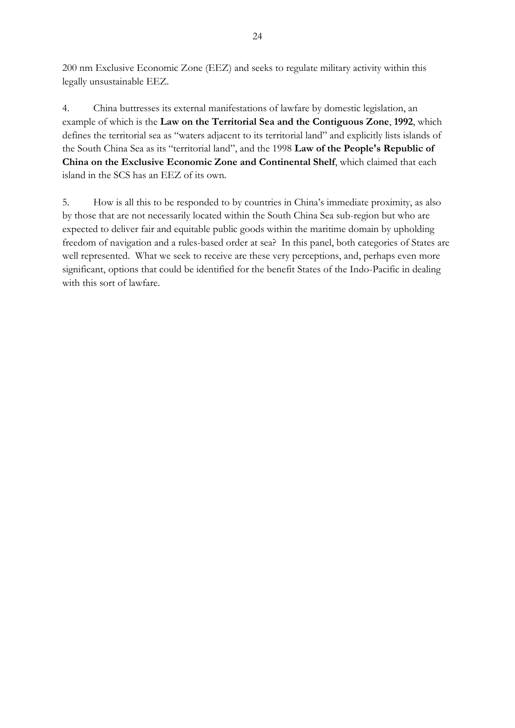200 nm Exclusive Economic Zone (EEZ) and seeks to regulate military activity within this legally unsustainable EEZ.

4. China buttresses its external manifestations of lawfare by domestic legislation, an example of which is the **Law on the Territorial Sea and the Contiguous Zone**, **1992**, which defines the territorial sea as "waters adjacent to its territorial land" and explicitly lists islands of the South China Sea as its "territorial land", and the 1998 **Law of the People's Republic of China on the Exclusive Economic Zone and Continental Shelf**, which claimed that each island in the SCS has an EEZ of its own.

5. How is all this to be responded to by countries in China's immediate proximity, as also by those that are not necessarily located within the South China Sea sub-region but who are expected to deliver fair and equitable public goods within the maritime domain by upholding freedom of navigation and a rules-based order at sea? In this panel, both categories of States are well represented. What we seek to receive are these very perceptions, and, perhaps even more significant, options that could be identified for the benefit States of the Indo-Pacific in dealing with this sort of lawfare.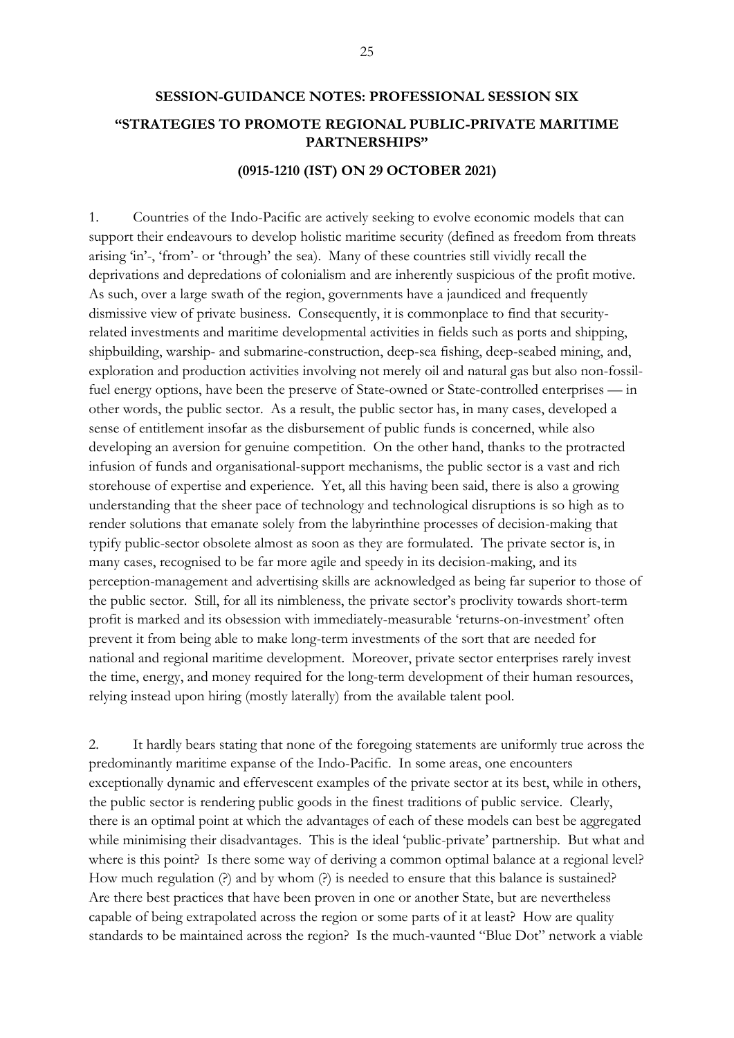## SESSION-GUIDANCE NOTES: PROFESSIONAL SESSION SIX

## "STRATEGIES TO PROMOTE REGIONAL PUBLIC-PRIVATE MARITIME PARTNERSHIPS"

### (0915-1210 (IST) ON 29 OCTOBER 2021)

1. Countries of the Indo-Pacific are actively seeking to evolve economic models that can support their endeavours to develop holistic maritime security (defined as freedom from threats arising 'in'-, 'from'- or 'through' the sea). Many of these countries still vividly recall the deprivations and depredations of colonialism and are inherently suspicious of the profit motive. As such, over a large swath of the region, governments have a jaundiced and frequently dismissive view of private business. Consequently, it is commonplace to find that security-related investments and maritime developmental activities in fields such as ports and shipping, shipbuilding, warship- and submarine-construction, deep-sea fishing, deep-seabed mining, and, exploration and production activities involving not merely oil and natural gas but also non-fossil-fuel energy options, have been the preserve of State-owned or State-controlled enterprises — in other words, the public sector. As a result, the public sector has, in many cases, developed a sense of entitlement insofar as the disbursement of public funds is concerned, while also developing an aversion for genuine competition. On the other hand, thanks to the protracted infusion of funds and organisational-support mechanisms, the public sector is a vast and rich storehouse of expertise and experience. Yet, all this having been said, there is also a growing understanding that the sheer pace of technology and technological disruptions is so high as to render solutions that emanate solely from the labyrinthine processes of decision-making that typify public-sector obsolete almost as soon as they are formulated. The private sector is, in many cases, recognised to be far more agile and speedy in its decision-making, and its perception-management and advertising skills are acknowledged as being far superior to those of the public sector. Still, for all its nimbleness, the private sector's proclivity towards short-term profit is marked and its obsession with immediately-measurable 'returns-on-investment' often prevent it from being able to make long-term investments of the sort that are needed for national and regional maritime development. Moreover, private sector enterprises rarely invest the time, energy, and money required for the long-term development of their human resources, relying instead upon hiring (mostly laterally) from the available talent pool.

2. It hardly bears stating that none of the foregoing statements are uniformly true across the predominantly maritime expanse of the Indo-Pacific. In some areas, one encounters exceptionally dynamic and effervescent examples of the private sector at its best, while in others, the public sector is rendering public goods in the finest traditions of public service. Clearly, there is an optimal point at which the advantages of each of these models can best be aggregated while minimising their disadvantages. This is the ideal 'public-private' partnership. But what and where is this point? Is there some way of deriving a common optimal balance at a regional level? How much regulation (?) and by whom (?) is needed to ensure that this balance is sustained? Are there best practices that have been proven in one or another State, but are nevertheless capable of being extrapolated across the region or some parts of it at least? How are quality standards to be maintained across the region? Is the much-vaunted "Blue Dot" network a viable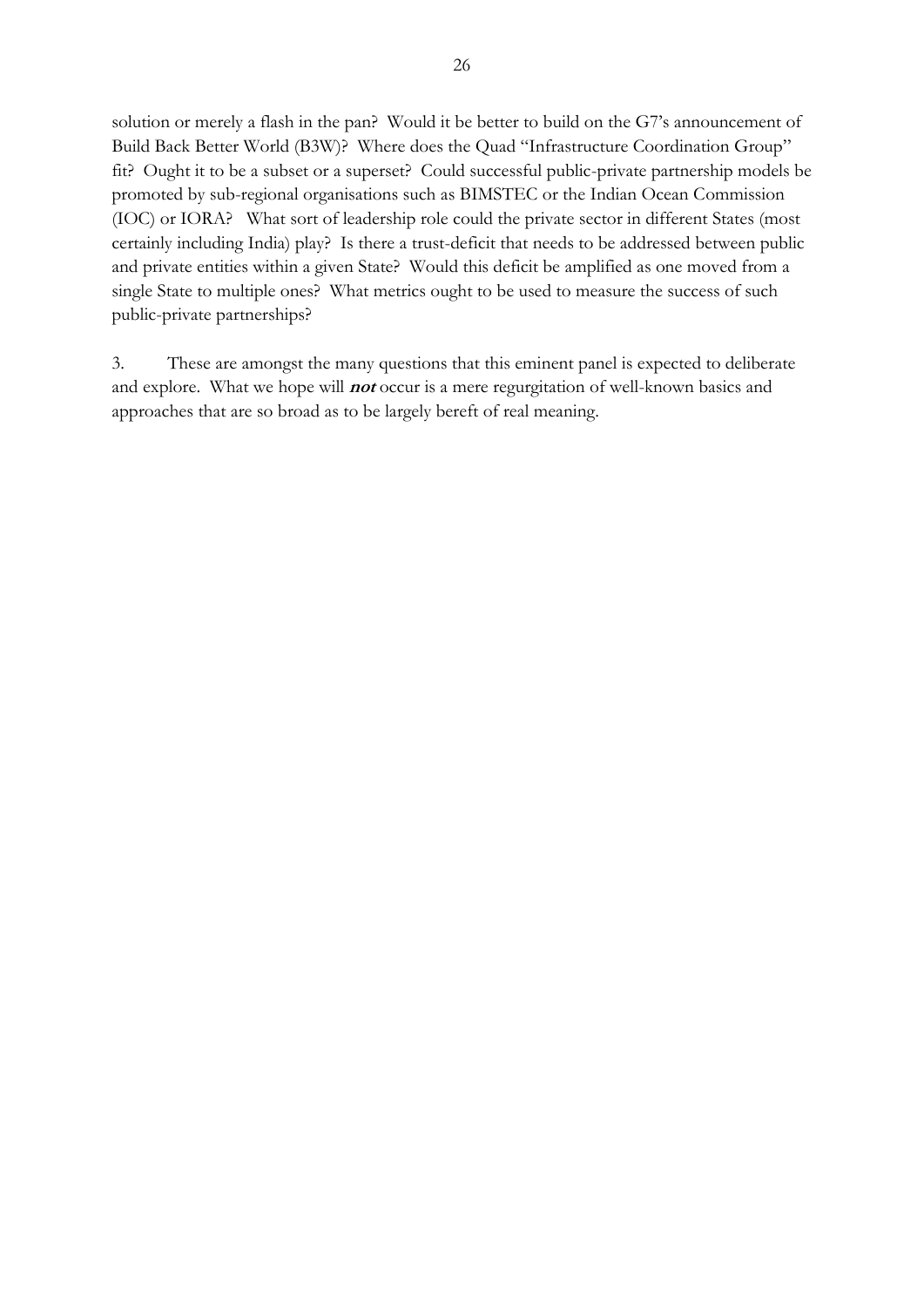solution or merely a flash in the pan? Would it be better to build on the G7's announcement of Build Back Better World (B3W)? Where does the Quad "Infrastructure Coordination Group" fit? Ought it to be a subset or a superset? Could successful public-private partnership models be promoted by sub-regional organisations such as BIMSTEC or the Indian Ocean Commission (IOC) or IORA? What sort of leadership role could the private sector in different States (most certainly including India) play? Is there a trust-deficit that needs to be addressed between public and private entities within a given State? Would this deficit be amplified as one moved from a single State to multiple ones? What metrics ought to be used to measure the success of such public-private partnerships?

3. These are amongst the many questions that this eminent panel is expected to deliberate and explore. What we hope will ***not*** occur is a mere regurgitation of well-known basics and approaches that are so broad as to be largely bereft of real meaning.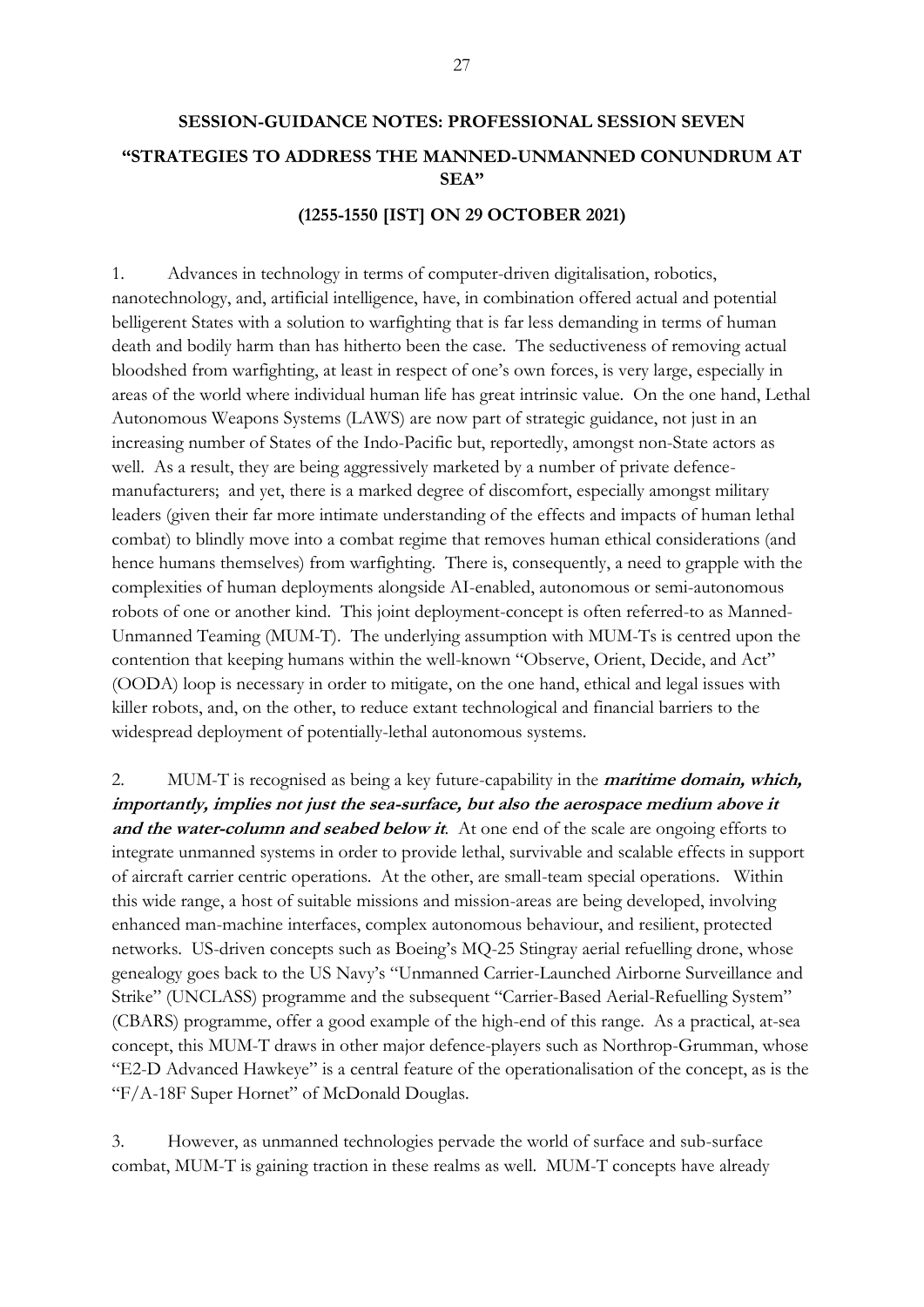**SESSION-GUIDANCE NOTES: PROFESSIONAL SESSION SEVEN**

**"STRATEGIES TO ADDRESS THE MANNED-UNMANNED CONUNDRUM AT SEA"**

**(1255-1550 [IST] ON 29 OCTOBER 2021)**

1. Advances in technology in terms of computer-driven digitalisation, robotics, nanotechnology, and, artificial intelligence, have, in combination offered actual and potential belligerent States with a solution to warfighting that is far less demanding in terms of human death and bodily harm than has hitherto been the case. The seductiveness of removing actual bloodshed from warfighting, at least in respect of one's own forces, is very large, especially in areas of the world where individual human life has great intrinsic value. On the one hand, Lethal Autonomous Weapons Systems (LAWS) are now part of strategic guidance, not just in an increasing number of States of the Indo-Pacific but, reportedly, amongst non-State actors as well. As a result, they are being aggressively marketed by a number of private defence-manufacturers; and yet, there is a marked degree of discomfort, especially amongst military leaders (given their far more intimate understanding of the effects and impacts of human lethal combat) to blindly move into a combat regime that removes human ethical considerations (and hence humans themselves) from warfighting. There is, consequently, a need to grapple with the complexities of human deployments alongside AI-enabled, autonomous or semi-autonomous robots of one or another kind. This joint deployment-concept is often referred-to as Manned-Unmanned Teaming (MUM-T). The underlying assumption with MUM-Ts is centred upon the contention that keeping humans within the well-known "Observe, Orient, Decide, and Act" (OODA) loop is necessary in order to mitigate, on the one hand, ethical and legal issues with killer robots, and, on the other, to reduce extant technological and financial barriers to the widespread deployment of potentially-lethal autonomous systems.

2. MUM-T is recognised as being a key future-capability in the ***maritime domain, which, importantly, implies not just the sea-surface, but also the aerospace medium above it and the water-column and seabed below it***. At one end of the scale are ongoing efforts to integrate unmanned systems in order to provide lethal, survivable and scalable effects in support of aircraft carrier centric operations. At the other, are small-team special operations. Within this wide range, a host of suitable missions and mission-areas are being developed, involving enhanced man-machine interfaces, complex autonomous behaviour, and resilient, protected networks. US-driven concepts such as Boeing's MQ-25 Stingray aerial refuelling drone, whose genealogy goes back to the US Navy's "Unmanned Carrier-Launched Airborne Surveillance and Strike" (UNCLASS) programme and the subsequent "Carrier-Based Aerial-Refuelling System" (CBARS) programme, offer a good example of the high-end of this range. As a practical, at-sea concept, this MUM-T draws in other major defence-players such as Northrop-Grumman, whose "E2-D Advanced Hawkeye" is a central feature of the operationalisation of the concept, as is the "F/A-18F Super Hornet" of McDonald Douglas.

3. However, as unmanned technologies pervade the world of surface and sub-surface combat, MUM-T is gaining traction in these realms as well. MUM-T concepts have already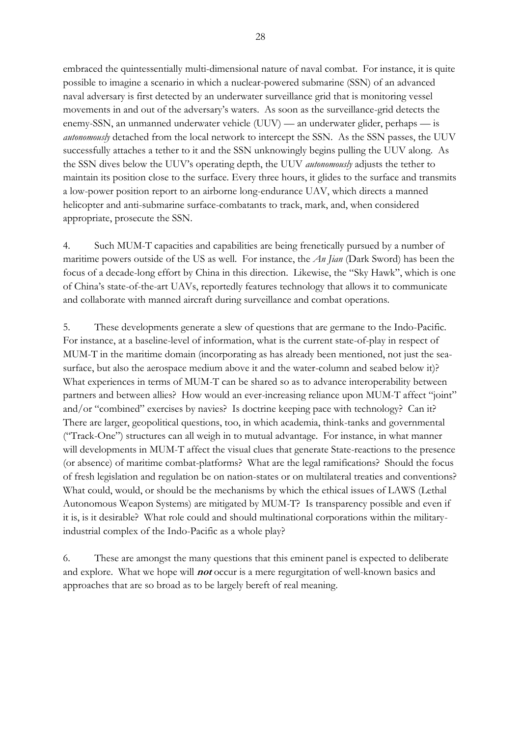embraced the quintessentially multi-dimensional nature of naval combat. For instance, it is quite possible to imagine a scenario in which a nuclear-powered submarine (SSN) of an advanced naval adversary is first detected by an underwater surveillance grid that is monitoring vessel movements in and out of the adversary's waters. As soon as the surveillance-grid detects the enemy-SSN, an unmanned underwater vehicle (UUV) — an underwater glider, perhaps — is *autonomously* detached from the local network to intercept the SSN. As the SSN passes, the UUV successfully attaches a tether to it and the SSN unknowingly begins pulling the UUV along. As the SSN dives below the UUV's operating depth, the UUV *autonomously* adjusts the tether to maintain its position close to the surface. Every three hours, it glides to the surface and transmits a low-power position report to an airborne long-endurance UAV, which directs a manned helicopter and anti-submarine surface-combatants to track, mark, and, when considered appropriate, prosecute the SSN.

4. Such MUM-T capacities and capabilities are being frenetically pursued by a number of maritime powers outside of the US as well. For instance, the *An Jian* (Dark Sword) has been the focus of a decade-long effort by China in this direction. Likewise, the "Sky Hawk", which is one of China's state-of-the-art UAVs, reportedly features technology that allows it to communicate and collaborate with manned aircraft during surveillance and combat operations.

5. These developments generate a slew of questions that are germane to the Indo-Pacific. For instance, at a baseline-level of information, what is the current state-of-play in respect of MUM-T in the maritime domain (incorporating as has already been mentioned, not just the sea-surface, but also the aerospace medium above it and the water-column and seabed below it)? What experiences in terms of MUM-T can be shared so as to advance interoperability between partners and between allies? How would an ever-increasing reliance upon MUM-T affect "joint" and/or "combined" exercises by navies? Is doctrine keeping pace with technology? Can it? There are larger, geopolitical questions, too, in which academia, think-tanks and governmental ("Track-One") structures can all weigh in to mutual advantage. For instance, in what manner will developments in MUM-T affect the visual clues that generate State-reactions to the presence (or absence) of maritime combat-platforms? What are the legal ramifications? Should the focus of fresh legislation and regulation be on nation-states or on multilateral treaties and conventions? What could, would, or should be the mechanisms by which the ethical issues of LAWS (Lethal Autonomous Weapon Systems) are mitigated by MUM-T? Is transparency possible and even if it is, is it desirable? What role could and should multinational corporations within the military-industrial complex of the Indo-Pacific as a whole play?

6. These are amongst the many questions that this eminent panel is expected to deliberate and explore. What we hope will ***not*** occur is a mere regurgitation of well-known basics and approaches that are so broad as to be largely bereft of real meaning.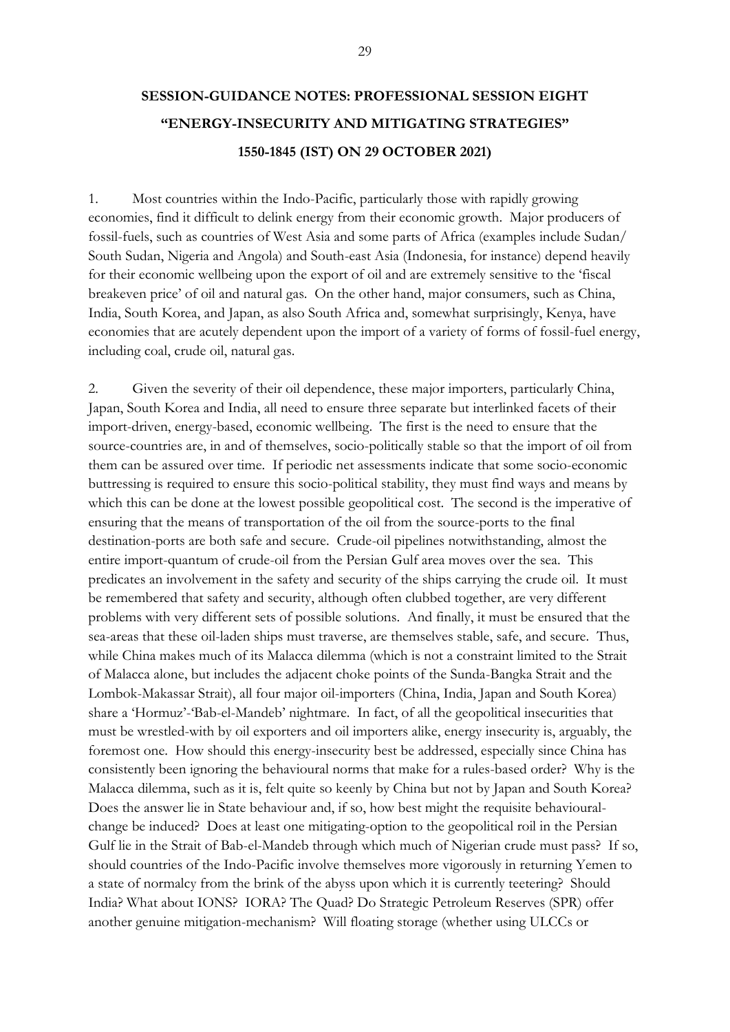# SESSION-GUIDANCE NOTES: PROFESSIONAL SESSION EIGHT "ENERGY-INSECURITY AND MITIGATING STRATEGIES" 1550-1845 (IST) ON 29 OCTOBER 2021)

1. Most countries within the Indo-Pacific, particularly those with rapidly growing economies, find it difficult to delink energy from their economic growth. Major producers of fossil-fuels, such as countries of West Asia and some parts of Africa (examples include Sudan/ South Sudan, Nigeria and Angola) and South-east Asia (Indonesia, for instance) depend heavily for their economic wellbeing upon the export of oil and are extremely sensitive to the 'fiscal breakeven price' of oil and natural gas. On the other hand, major consumers, such as China, India, South Korea, and Japan, as also South Africa and, somewhat surprisingly, Kenya, have economies that are acutely dependent upon the import of a variety of forms of fossil-fuel energy, including coal, crude oil, natural gas.

2. Given the severity of their oil dependence, these major importers, particularly China, Japan, South Korea and India, all need to ensure three separate but interlinked facets of their import-driven, energy-based, economic wellbeing. The first is the need to ensure that the source-countries are, in and of themselves, socio-politically stable so that the import of oil from them can be assured over time. If periodic net assessments indicate that some socio-economic buttressing is required to ensure this socio-political stability, they must find ways and means by which this can be done at the lowest possible geopolitical cost. The second is the imperative of ensuring that the means of transportation of the oil from the source-ports to the final destination-ports are both safe and secure. Crude-oil pipelines notwithstanding, almost the entire import-quantum of crude-oil from the Persian Gulf area moves over the sea. This predicates an involvement in the safety and security of the ships carrying the crude oil. It must be remembered that safety and security, although often clubbed together, are very different problems with very different sets of possible solutions. And finally, it must be ensured that the sea-areas that these oil-laden ships must traverse, are themselves stable, safe, and secure. Thus, while China makes much of its Malacca dilemma (which is not a constraint limited to the Strait of Malacca alone, but includes the adjacent choke points of the Sunda-Bangka Strait and the Lombok-Makassar Strait), all four major oil-importers (China, India, Japan and South Korea) share a 'Hormuz'-'Bab-el-Mandeb' nightmare. In fact, of all the geopolitical insecurities that must be wrestled-with by oil exporters and oil importers alike, energy insecurity is, arguably, the foremost one. How should this energy-insecurity best be addressed, especially since China has consistently been ignoring the behavioural norms that make for a rules-based order? Why is the Malacca dilemma, such as it is, felt quite so keenly by China but not by Japan and South Korea? Does the answer lie in State behaviour and, if so, how best might the requisite behavioural-change be induced? Does at least one mitigating-option to the geopolitical roil in the Persian Gulf lie in the Strait of Bab-el-Mandeb through which much of Nigerian crude must pass? If so, should countries of the Indo-Pacific involve themselves more vigorously in returning Yemen to a state of normalcy from the brink of the abyss upon which it is currently teetering? Should India? What about IONS? IORA? The Quad? Do Strategic Petroleum Reserves (SPR) offer another genuine mitigation-mechanism? Will floating storage (whether using ULCCs or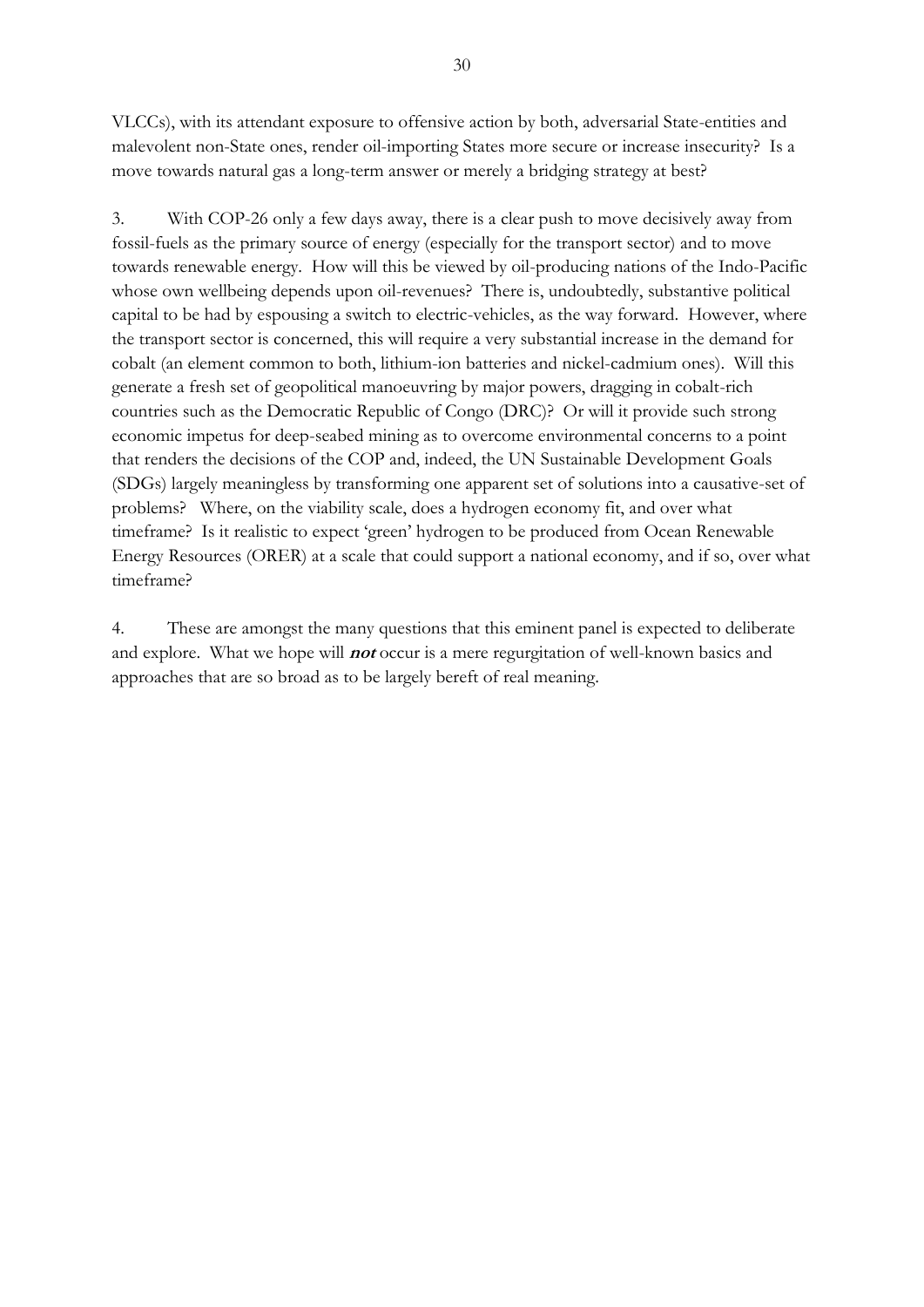VLCCs), with its attendant exposure to offensive action by both, adversarial State-entities and malevolent non-State ones, render oil-importing States more secure or increase insecurity? Is a move towards natural gas a long-term answer or merely a bridging strategy at best?

3. With COP-26 only a few days away, there is a clear push to move decisively away from fossil-fuels as the primary source of energy (especially for the transport sector) and to move towards renewable energy. How will this be viewed by oil-producing nations of the Indo-Pacific whose own wellbeing depends upon oil-revenues? There is, undoubtedly, substantive political capital to be had by espousing a switch to electric-vehicles, as the way forward. However, where the transport sector is concerned, this will require a very substantial increase in the demand for cobalt (an element common to both, lithium-ion batteries and nickel-cadmium ones). Will this generate a fresh set of geopolitical manoeuvring by major powers, dragging in cobalt-rich countries such as the Democratic Republic of Congo (DRC)? Or will it provide such strong economic impetus for deep-seabed mining as to overcome environmental concerns to a point that renders the decisions of the COP and, indeed, the UN Sustainable Development Goals (SDGs) largely meaningless by transforming one apparent set of solutions into a causative-set of problems? Where, on the viability scale, does a hydrogen economy fit, and over what timeframe? Is it realistic to expect 'green' hydrogen to be produced from Ocean Renewable Energy Resources (ORER) at a scale that could support a national economy, and if so, over what timeframe?

4. These are amongst the many questions that this eminent panel is expected to deliberate and explore. What we hope will ***not*** occur is a mere regurgitation of well-known basics and approaches that are so broad as to be largely bereft of real meaning.